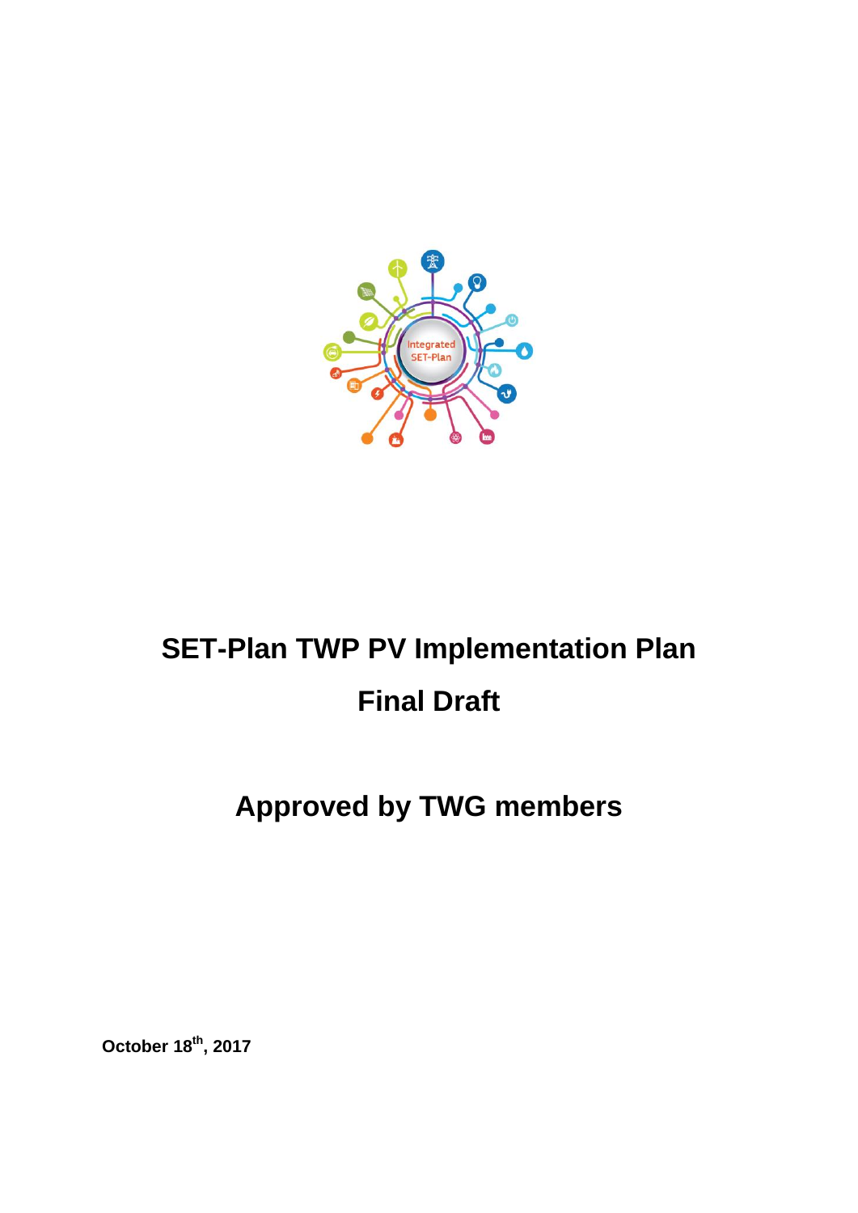# SET-Plan TWP PV Implementation Plan

# Final Draft

## Approved by TWG members

**October 18th, 2017**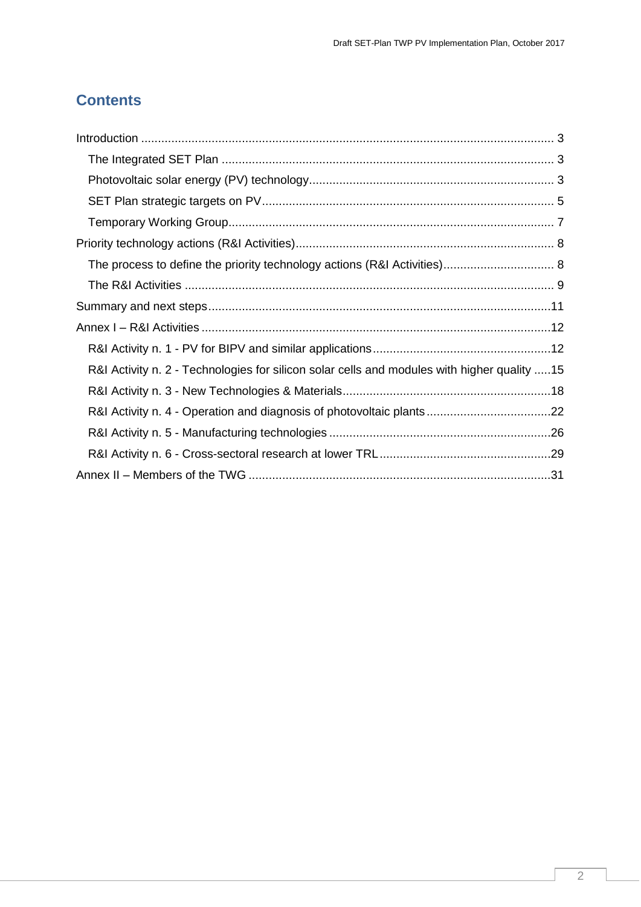## Contents

- Introduction ........ 3
  - The Integrated SET Plan ........ 3
  - Photovoltaic solar energy (PV) technology ........ 3
  - SET Plan strategic targets on PV ........ 5
  - Temporary Working Group ........ 7
- Priority technology actions (R&I Activities) ........ 8
  - The process to define the priority technology actions (R&I Activities) ........ 8
  - The R&I Activities ........ 9
- Summary and next steps ........ 11
- Annex I – R&I Activities ........ 12
  - R&I Activity n. 1 - PV for BIPV and similar applications ........ 12
  - R&I Activity n. 2 - Technologies for silicon solar cells and modules with higher quality ........ 15
  - R&I Activity n. 3 - New Technologies & Materials ........ 18
  - R&I Activity n. 4 - Operation and diagnosis of photovoltaic plants ........ 22
  - R&I Activity n. 5 - Manufacturing technologies ........ 26
  - R&I Activity n. 6 - Cross-sectoral research at lower TRL ........ 29
- Annex II – Members of the TWG ........ 31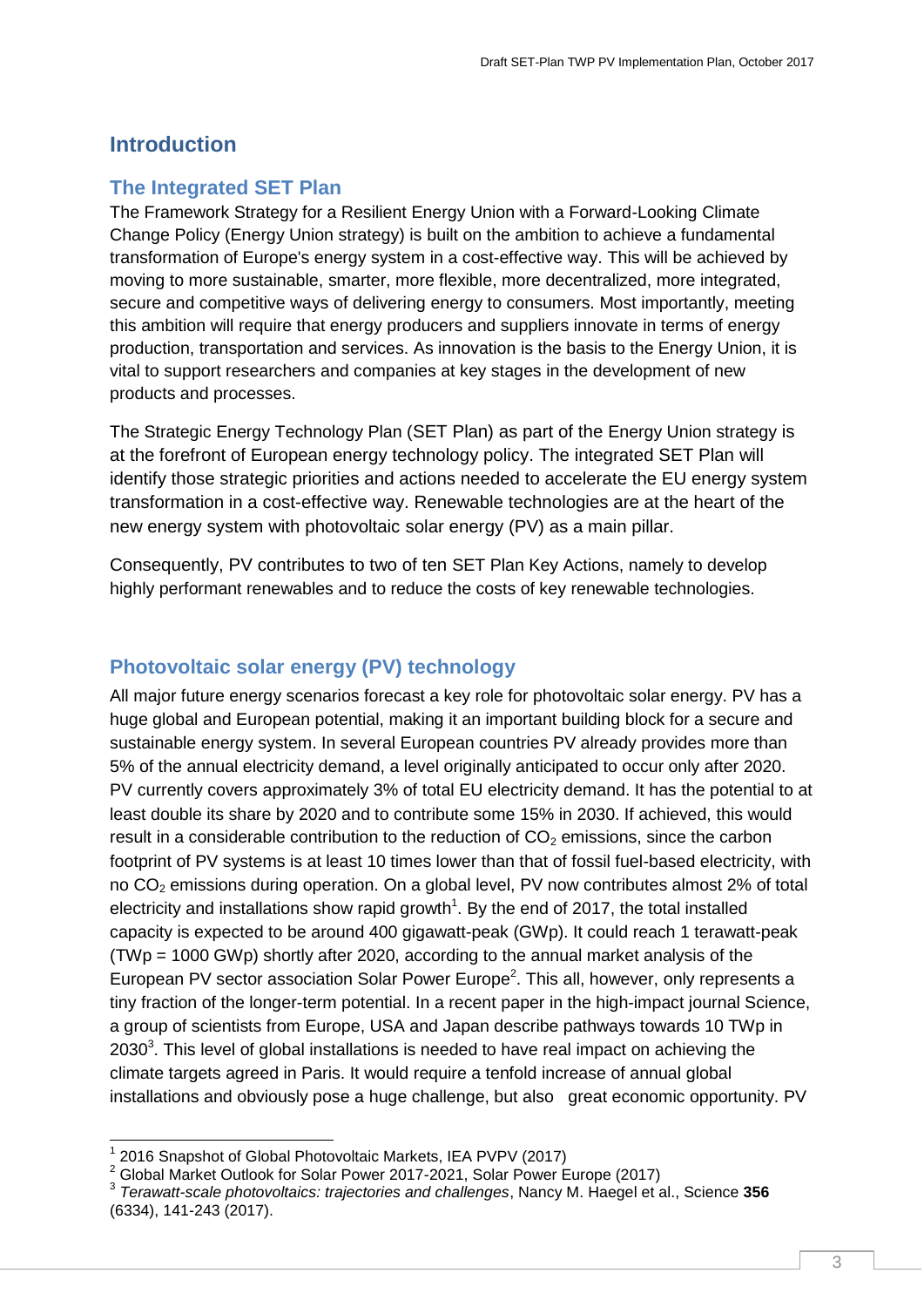# Introduction

## The Integrated SET Plan

The Framework Strategy for a Resilient Energy Union with a Forward-Looking Climate Change Policy (Energy Union strategy) is built on the ambition to achieve a fundamental transformation of Europe's energy system in a cost-effective way. This will be achieved by moving to more sustainable, smarter, more flexible, more decentralized, more integrated, secure and competitive ways of delivering energy to consumers. Most importantly, meeting this ambition will require that energy producers and suppliers innovate in terms of energy production, transportation and services. As innovation is the basis to the Energy Union, it is vital to support researchers and companies at key stages in the development of new products and processes.

The Strategic Energy Technology Plan (SET Plan) as part of the Energy Union strategy is at the forefront of European energy technology policy. The integrated SET Plan will identify those strategic priorities and actions needed to accelerate the EU energy system transformation in a cost-effective way. Renewable technologies are at the heart of the new energy system with photovoltaic solar energy (PV) as a main pillar.

Consequently, PV contributes to two of ten SET Plan Key Actions, namely to develop highly performant renewables and to reduce the costs of key renewable technologies.

## Photovoltaic solar energy (PV) technology

All major future energy scenarios forecast a key role for photovoltaic solar energy. PV has a huge global and European potential, making it an important building block for a secure and sustainable energy system. In several European countries PV already provides more than 5% of the annual electricity demand, a level originally anticipated to occur only after 2020. PV currently covers approximately 3% of total EU electricity demand. It has the potential to at least double its share by 2020 and to contribute some 15% in 2030. If achieved, this would result in a considerable contribution to the reduction of $CO_2$ emissions, since the carbon footprint of PV systems is at least 10 times lower than that of fossil fuel-based electricity, with no $CO_2$ emissions during operation. On a global level, PV now contributes almost 2% of total electricity and installations show rapid growth[1]. By the end of 2017, the total installed capacity is expected to be around 400 gigawatt-peak (GWp). It could reach 1 terawatt-peak (TWp = 1000 GWp) shortly after 2020, according to the annual market analysis of the European PV sector association Solar Power Europe[2]. This all, however, only represents a tiny fraction of the longer-term potential. In a recent paper in the high-impact journal Science, a group of scientists from Europe, USA and Japan describe pathways towards 10 TWp in 2030[3]. This level of global installations is needed to have real impact on achieving the climate targets agreed in Paris. It would require a tenfold increase of annual global installations and obviously pose a huge challenge, but also great economic opportunity. PV

---

[1] 2016 Snapshot of Global Photovoltaic Markets, IEA PVPV (2017)

[2] Global Market Outlook for Solar Power 2017-2021, Solar Power Europe (2017)

[3] *Terawatt-scale photovoltaics: trajectories and challenges*, Nancy M. Haegel et al., Science **356** (6334), 141-243 (2017).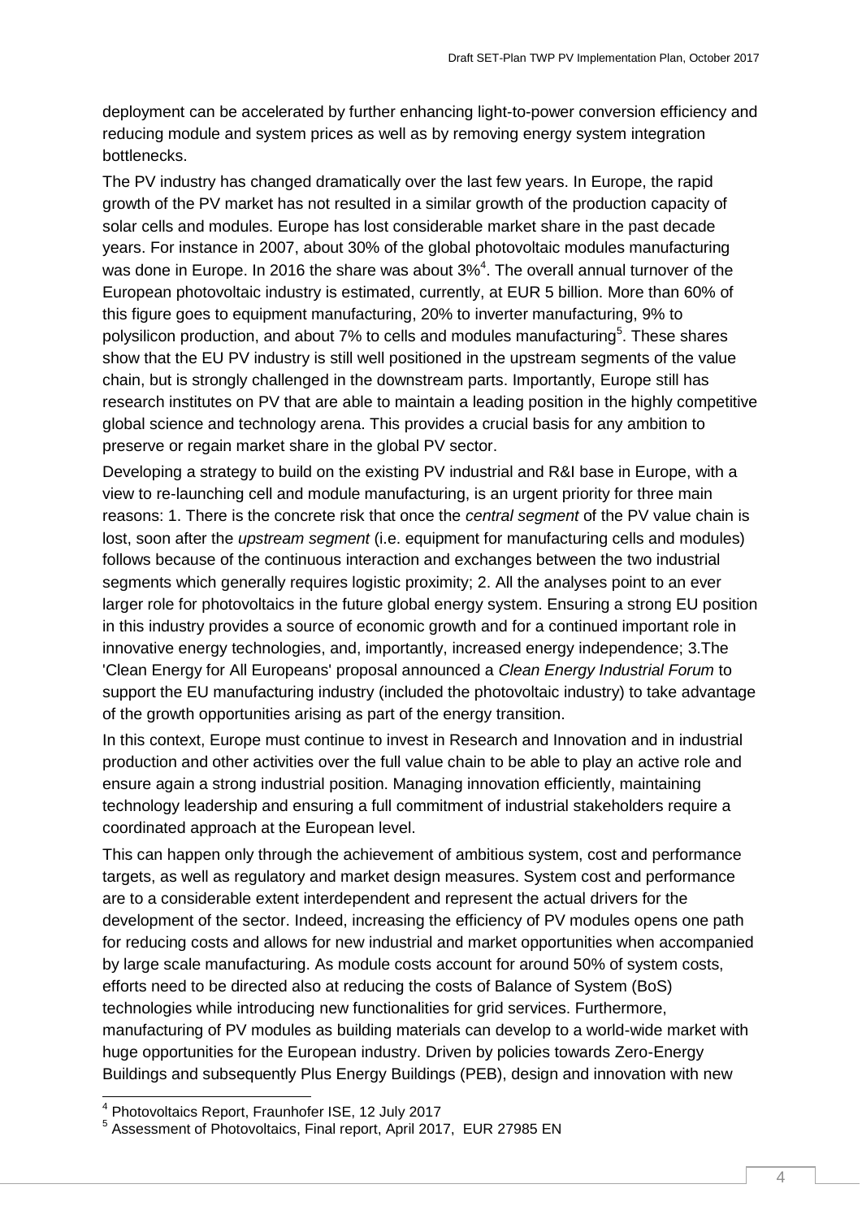deployment can be accelerated by further enhancing light-to-power conversion efficiency and reducing module and system prices as well as by removing energy system integration bottlenecks.

The PV industry has changed dramatically over the last few years. In Europe, the rapid growth of the PV market has not resulted in a similar growth of the production capacity of solar cells and modules. Europe has lost considerable market share in the past decade years. For instance in 2007, about 30% of the global photovoltaic modules manufacturing was done in Europe. In 2016 the share was about 3%[4]. The overall annual turnover of the European photovoltaic industry is estimated, currently, at EUR 5 billion. More than 60% of this figure goes to equipment manufacturing, 20% to inverter manufacturing, 9% to polysilicon production, and about 7% to cells and modules manufacturing[5]. These shares show that the EU PV industry is still well positioned in the upstream segments of the value chain, but is strongly challenged in the downstream parts. Importantly, Europe still has research institutes on PV that are able to maintain a leading position in the highly competitive global science and technology arena. This provides a crucial basis for any ambition to preserve or regain market share in the global PV sector.

Developing a strategy to build on the existing PV industrial and R&I base in Europe, with a view to re-launching cell and module manufacturing, is an urgent priority for three main reasons: 1. There is the concrete risk that once the *central segment* of the PV value chain is lost, soon after the *upstream segment* (i.e. equipment for manufacturing cells and modules) follows because of the continuous interaction and exchanges between the two industrial segments which generally requires logistic proximity; 2. All the analyses point to an ever larger role for photovoltaics in the future global energy system. Ensuring a strong EU position in this industry provides a source of economic growth and for a continued important role in innovative energy technologies, and, importantly, increased energy independence; 3.The 'Clean Energy for All Europeans' proposal announced a *Clean Energy Industrial Forum* to support the EU manufacturing industry (included the photovoltaic industry) to take advantage of the growth opportunities arising as part of the energy transition.

In this context, Europe must continue to invest in Research and Innovation and in industrial production and other activities over the full value chain to be able to play an active role and ensure again a strong industrial position. Managing innovation efficiently, maintaining technology leadership and ensuring a full commitment of industrial stakeholders require a coordinated approach at the European level.

This can happen only through the achievement of ambitious system, cost and performance targets, as well as regulatory and market design measures. System cost and performance are to a considerable extent interdependent and represent the actual drivers for the development of the sector. Indeed, increasing the efficiency of PV modules opens one path for reducing costs and allows for new industrial and market opportunities when accompanied by large scale manufacturing. As module costs account for around 50% of system costs, efforts need to be directed also at reducing the costs of Balance of System (BoS) technologies while introducing new functionalities for grid services. Furthermore, manufacturing of PV modules as building materials can develop to a world-wide market with huge opportunities for the European industry. Driven by policies towards Zero-Energy Buildings and subsequently Plus Energy Buildings (PEB), design and innovation with new

---

[4] Photovoltaics Report, Fraunhofer ISE, 12 July 2017

[5] Assessment of Photovoltaics, Final report, April 2017, EUR 27985 EN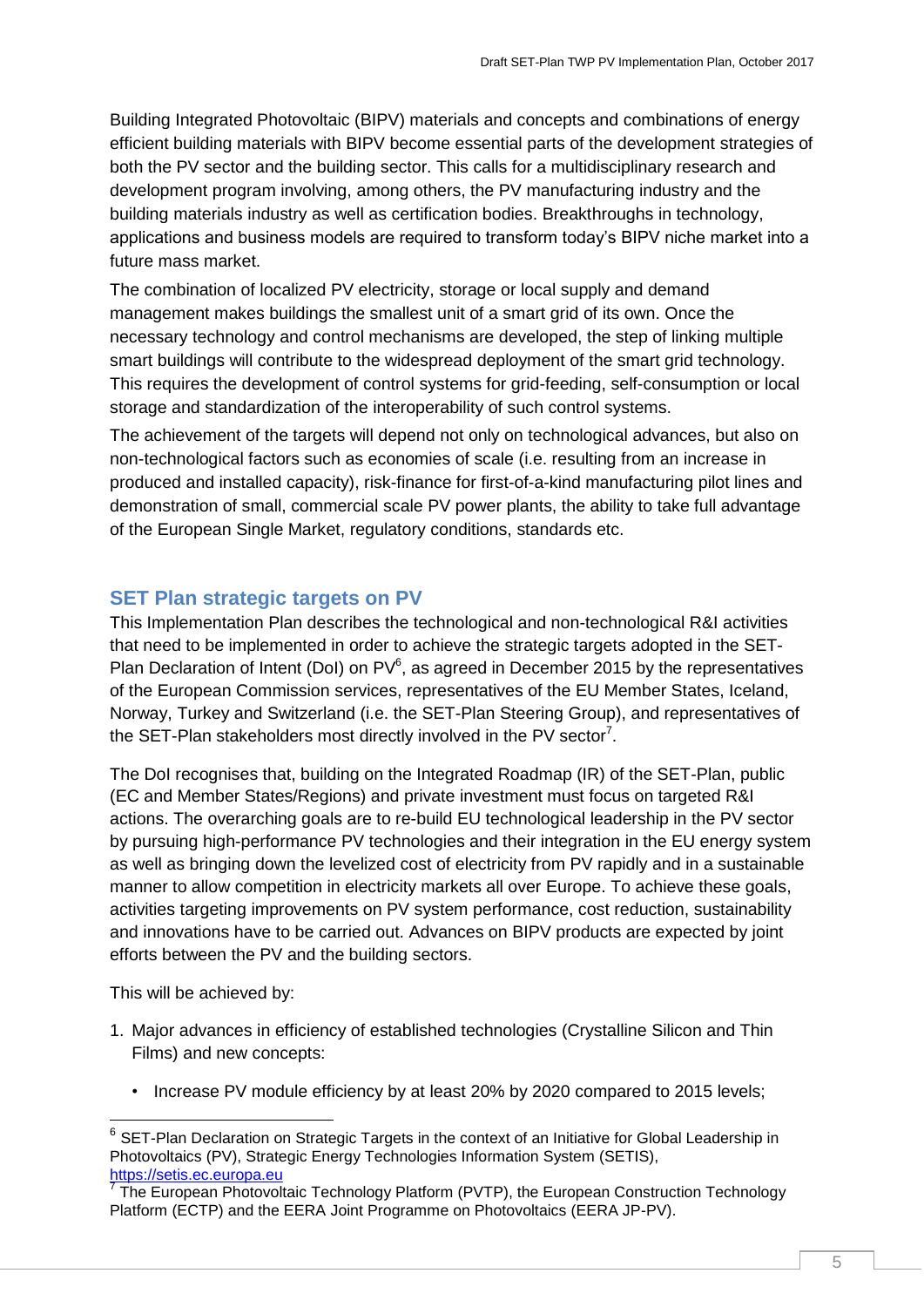Building Integrated Photovoltaic (BIPV) materials and concepts and combinations of energy efficient building materials with BIPV become essential parts of the development strategies of both the PV sector and the building sector. This calls for a multidisciplinary research and development program involving, among others, the PV manufacturing industry and the building materials industry as well as certification bodies. Breakthroughs in technology, applications and business models are required to transform today's BIPV niche market into a future mass market.

The combination of localized PV electricity, storage or local supply and demand management makes buildings the smallest unit of a smart grid of its own. Once the necessary technology and control mechanisms are developed, the step of linking multiple smart buildings will contribute to the widespread deployment of the smart grid technology. This requires the development of control systems for grid-feeding, self-consumption or local storage and standardization of the interoperability of such control systems.

The achievement of the targets will depend not only on technological advances, but also on non-technological factors such as economies of scale (i.e. resulting from an increase in produced and installed capacity), risk-finance for first-of-a-kind manufacturing pilot lines and demonstration of small, commercial scale PV power plants, the ability to take full advantage of the European Single Market, regulatory conditions, standards etc.

## SET Plan strategic targets on PV

This Implementation Plan describes the technological and non-technological R&I activities that need to be implemented in order to achieve the strategic targets adopted in the SET-Plan Declaration of Intent (DoI) on PV[6], as agreed in December 2015 by the representatives of the European Commission services, representatives of the EU Member States, Iceland, Norway, Turkey and Switzerland (i.e. the SET-Plan Steering Group), and representatives of the SET-Plan stakeholders most directly involved in the PV sector[7].

The DoI recognises that, building on the Integrated Roadmap (IR) of the SET-Plan, public (EC and Member States/Regions) and private investment must focus on targeted R&I actions. The overarching goals are to re-build EU technological leadership in the PV sector by pursuing high-performance PV technologies and their integration in the EU energy system as well as bringing down the levelized cost of electricity from PV rapidly and in a sustainable manner to allow competition in electricity markets all over Europe. To achieve these goals, activities targeting improvements on PV system performance, cost reduction, sustainability and innovations have to be carried out. Advances on BIPV products are expected by joint efforts between the PV and the building sectors.

This will be achieved by:

1. Major advances in efficiency of established technologies (Crystalline Silicon and Thin Films) and new concepts:
   - Increase PV module efficiency by at least 20% by 2020 compared to 2015 levels;

---

[6] SET-Plan Declaration on Strategic Targets in the context of an Initiative for Global Leadership in Photovoltaics (PV), Strategic Energy Technologies Information System (SETIS), https://setis.ec.europa.eu

[7] The European Photovoltaic Technology Platform (PVTP), the European Construction Technology Platform (ECTP) and the EERA Joint Programme on Photovoltaics (EERA JP-PV).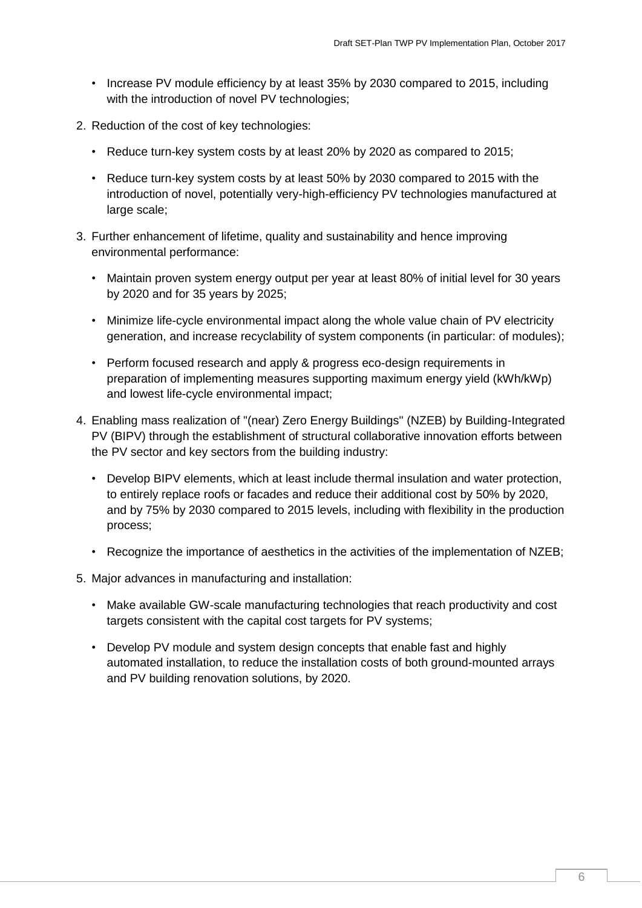- Increase PV module efficiency by at least 35% by 2030 compared to 2015, including with the introduction of novel PV technologies;

2. Reduction of the cost of key technologies:

   - Reduce turn-key system costs by at least 20% by 2020 as compared to 2015;

   - Reduce turn-key system costs by at least 50% by 2030 compared to 2015 with the introduction of novel, potentially very-high-efficiency PV technologies manufactured at large scale;

3. Further enhancement of lifetime, quality and sustainability and hence improving environmental performance:

   - Maintain proven system energy output per year at least 80% of initial level for 30 years by 2020 and for 35 years by 2025;

   - Minimize life-cycle environmental impact along the whole value chain of PV electricity generation, and increase recyclability of system components (in particular: of modules);

   - Perform focused research and apply & progress eco-design requirements in preparation of implementing measures supporting maximum energy yield (kWh/kWp) and lowest life-cycle environmental impact;

4. Enabling mass realization of "(near) Zero Energy Buildings" (NZEB) by Building-Integrated PV (BIPV) through the establishment of structural collaborative innovation efforts between the PV sector and key sectors from the building industry:

   - Develop BIPV elements, which at least include thermal insulation and water protection, to entirely replace roofs or facades and reduce their additional cost by 50% by 2020, and by 75% by 2030 compared to 2015 levels, including with flexibility in the production process;

   - Recognize the importance of aesthetics in the activities of the implementation of NZEB;

5. Major advances in manufacturing and installation:

   - Make available GW-scale manufacturing technologies that reach productivity and cost targets consistent with the capital cost targets for PV systems;

   - Develop PV module and system design concepts that enable fast and highly automated installation, to reduce the installation costs of both ground-mounted arrays and PV building renovation solutions, by 2020.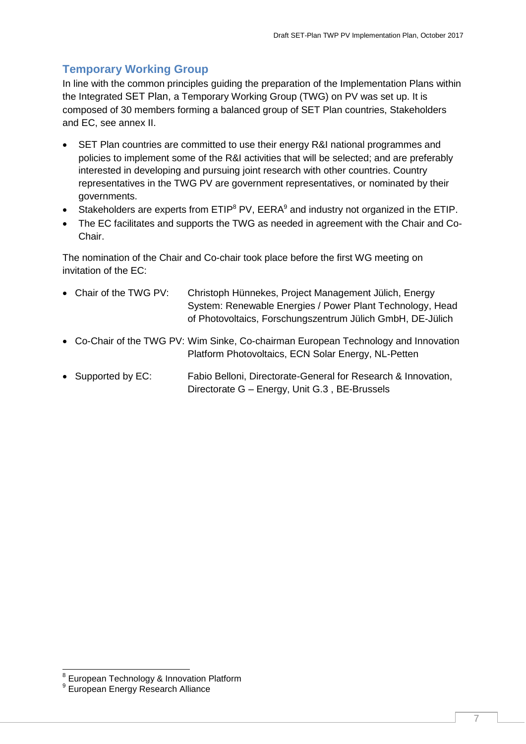## Temporary Working Group

In line with the common principles guiding the preparation of the Implementation Plans within the Integrated SET Plan, a Temporary Working Group (TWG) on PV was set up. It is composed of 30 members forming a balanced group of SET Plan countries, Stakeholders and EC, see annex II.

- SET Plan countries are committed to use their energy R&I national programmes and policies to implement some of the R&I activities that will be selected; and are preferably interested in developing and pursuing joint research with other countries. Country representatives in the TWG PV are government representatives, or nominated by their governments.
- Stakeholders are experts from ETIP[8] PV, EERA[9] and industry not organized in the ETIP.
- The EC facilitates and supports the TWG as needed in agreement with the Chair and Co-Chair.

The nomination of the Chair and Co-chair took place before the first WG meeting on invitation of the EC:

- Chair of the TWG PV: Christoph Hünnekes, Project Management Jülich, Energy System: Renewable Energies / Power Plant Technology, Head of Photovoltaics, Forschungszentrum Jülich GmbH, DE-Jülich
- Co-Chair of the TWG PV: Wim Sinke, Co-chairman European Technology and Innovation Platform Photovoltaics, ECN Solar Energy, NL-Petten
- Supported by EC: Fabio Belloni, Directorate-General for Research & Innovation, Directorate G – Energy, Unit G.3 , BE-Brussels

---

[8] European Technology & Innovation Platform

[9] European Energy Research Alliance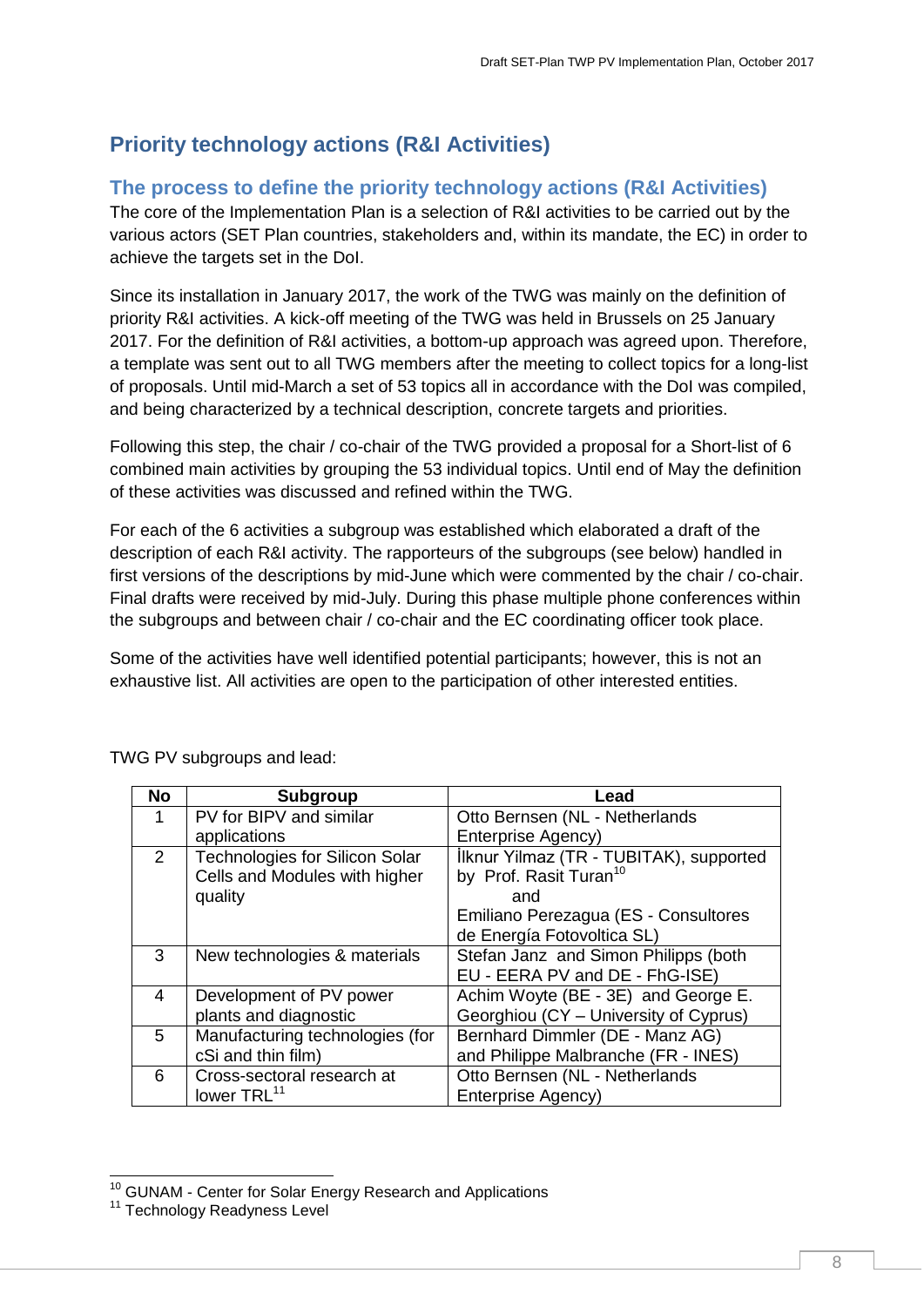## Priority technology actions (R&I Activities)

### The process to define the priority technology actions (R&I Activities)

The core of the Implementation Plan is a selection of R&I activities to be carried out by the various actors (SET Plan countries, stakeholders and, within its mandate, the EC) in order to achieve the targets set in the DoI.

Since its installation in January 2017, the work of the TWG was mainly on the definition of priority R&I activities. A kick-off meeting of the TWG was held in Brussels on 25 January 2017. For the definition of R&I activities, a bottom-up approach was agreed upon. Therefore, a template was sent out to all TWG members after the meeting to collect topics for a long-list of proposals. Until mid-March a set of 53 topics all in accordance with the DoI was compiled, and being characterized by a technical description, concrete targets and priorities.

Following this step, the chair / co-chair of the TWG provided a proposal for a Short-list of 6 combined main activities by grouping the 53 individual topics. Until end of May the definition of these activities was discussed and refined within the TWG.

For each of the 6 activities a subgroup was established which elaborated a draft of the description of each R&I activity. The rapporteurs of the subgroups (see below) handled in first versions of the descriptions by mid-June which were commented by the chair / co-chair. Final drafts were received by mid-July. During this phase multiple phone conferences within the subgroups and between chair / co-chair and the EC coordinating officer took place.

Some of the activities have well identified potential participants; however, this is not an exhaustive list. All activities are open to the participation of other interested entities.

TWG PV subgroups and lead:

| No | Subgroup | Lead |
|---|---|---|
| 1 | PV for BIPV and similar applications | Otto Bernsen (NL - Netherlands Enterprise Agency) |
| 2 | Technologies for Silicon Solar Cells and Modules with higher quality | İlknur Yilmaz (TR - TUBITAK), supported by Prof. Rasit Turan[10] and Emiliano Perezagua (ES - Consultores de Energía Fotovoltica SL) |
| 3 | New technologies & materials | Stefan Janz and Simon Philipps (both EU - EERA PV and DE - FhG-ISE) |
| 4 | Development of PV power plants and diagnostic | Achim Woyte (BE - 3E) and George E. Georghiou (CY – University of Cyprus) |
| 5 | Manufacturing technologies (for cSi and thin film) | Bernhard Dimmler (DE - Manz AG) and Philippe Malbranche (FR - INES) |
| 6 | Cross-sectoral research at lower TRL[11] | Otto Bernsen (NL - Netherlands Enterprise Agency) |

[10] GUNAM - Center for Solar Energy Research and Applications

[11] Technology Readyness Level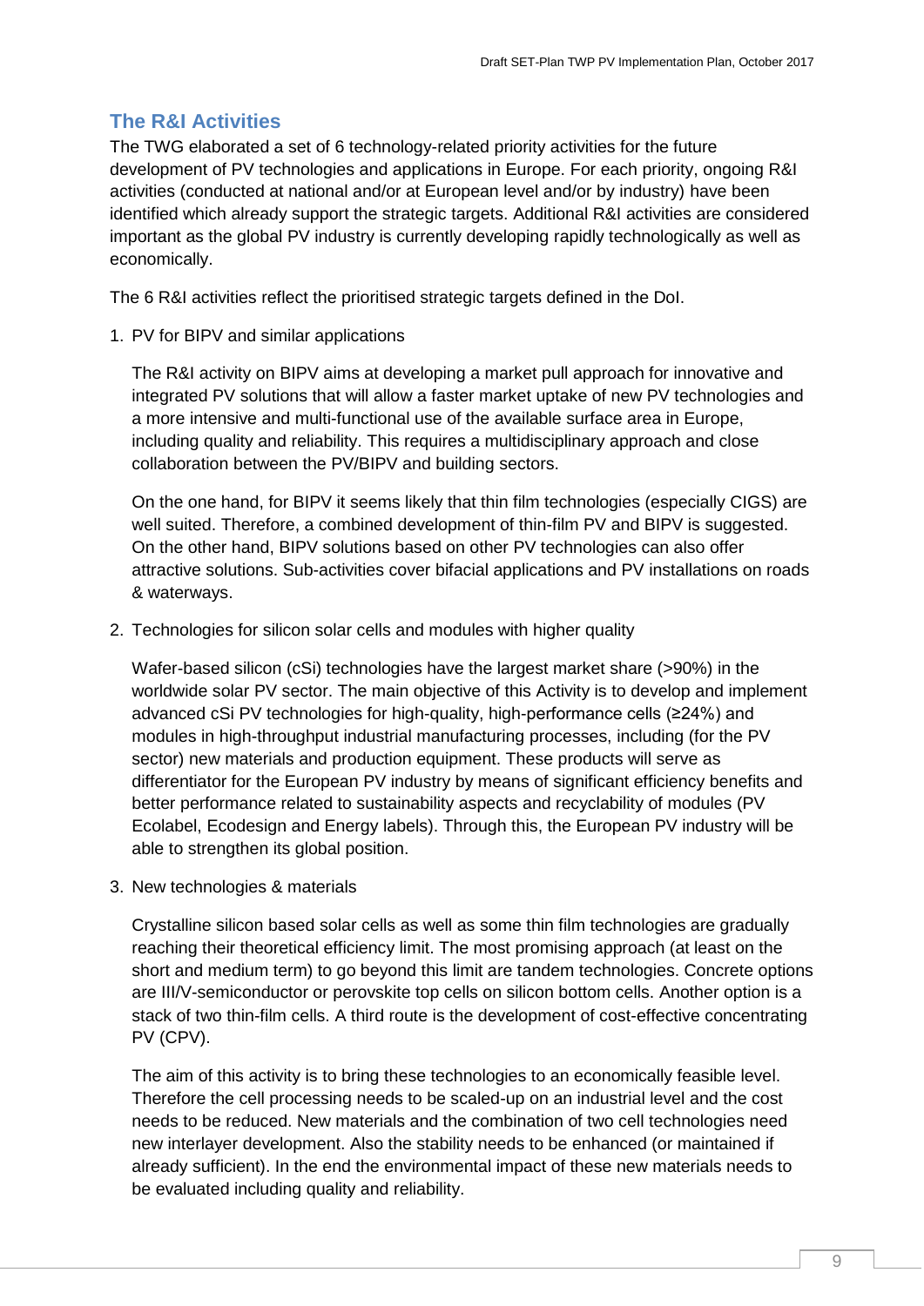## The R&I Activities

The TWG elaborated a set of 6 technology-related priority activities for the future development of PV technologies and applications in Europe. For each priority, ongoing R&I activities (conducted at national and/or at European level and/or by industry) have been identified which already support the strategic targets. Additional R&I activities are considered important as the global PV industry is currently developing rapidly technologically as well as economically.

The 6 R&I activities reflect the prioritised strategic targets defined in the DoI.

1. PV for BIPV and similar applications

   The R&I activity on BIPV aims at developing a market pull approach for innovative and integrated PV solutions that will allow a faster market uptake of new PV technologies and a more intensive and multi-functional use of the available surface area in Europe, including quality and reliability. This requires a multidisciplinary approach and close collaboration between the PV/BIPV and building sectors.

   On the one hand, for BIPV it seems likely that thin film technologies (especially CIGS) are well suited. Therefore, a combined development of thin-film PV and BIPV is suggested. On the other hand, BIPV solutions based on other PV technologies can also offer attractive solutions. Sub-activities cover bifacial applications and PV installations on roads & waterways.

2. Technologies for silicon solar cells and modules with higher quality

   Wafer-based silicon (cSi) technologies have the largest market share (>90%) in the worldwide solar PV sector. The main objective of this Activity is to develop and implement advanced cSi PV technologies for high-quality, high-performance cells (≥24%) and modules in high-throughput industrial manufacturing processes, including (for the PV sector) new materials and production equipment. These products will serve as differentiator for the European PV industry by means of significant efficiency benefits and better performance related to sustainability aspects and recyclability of modules (PV Ecolabel, Ecodesign and Energy labels). Through this, the European PV industry will be able to strengthen its global position.

3. New technologies & materials

   Crystalline silicon based solar cells as well as some thin film technologies are gradually reaching their theoretical efficiency limit. The most promising approach (at least on the short and medium term) to go beyond this limit are tandem technologies. Concrete options are III/V-semiconductor or perovskite top cells on silicon bottom cells. Another option is a stack of two thin-film cells. A third route is the development of cost-effective concentrating PV (CPV).

   The aim of this activity is to bring these technologies to an economically feasible level. Therefore the cell processing needs to be scaled-up on an industrial level and the cost needs to be reduced. New materials and the combination of two cell technologies need new interlayer development. Also the stability needs to be enhanced (or maintained if already sufficient). In the end the environmental impact of these new materials needs to be evaluated including quality and reliability.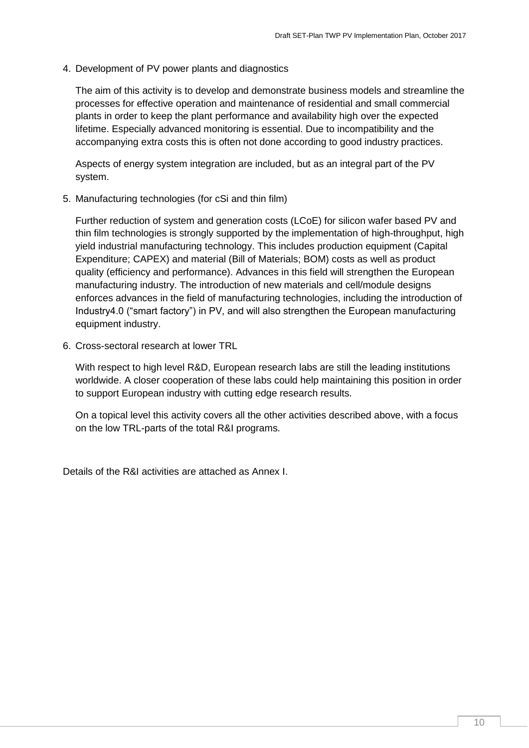4. Development of PV power plants and diagnostics

   The aim of this activity is to develop and demonstrate business models and streamline the processes for effective operation and maintenance of residential and small commercial plants in order to keep the plant performance and availability high over the expected lifetime. Especially advanced monitoring is essential. Due to incompatibility and the accompanying extra costs this is often not done according to good industry practices.

   Aspects of energy system integration are included, but as an integral part of the PV system.

5. Manufacturing technologies (for cSi and thin film)

   Further reduction of system and generation costs (LCoE) for silicon wafer based PV and thin film technologies is strongly supported by the implementation of high-throughput, high yield industrial manufacturing technology. This includes production equipment (Capital Expenditure; CAPEX) and material (Bill of Materials; BOM) costs as well as product quality (efficiency and performance). Advances in this field will strengthen the European manufacturing industry. The introduction of new materials and cell/module designs enforces advances in the field of manufacturing technologies, including the introduction of Industry4.0 ("smart factory") in PV, and will also strengthen the European manufacturing equipment industry.

6. Cross-sectoral research at lower TRL

   With respect to high level R&D, European research labs are still the leading institutions worldwide. A closer cooperation of these labs could help maintaining this position in order to support European industry with cutting edge research results.

   On a topical level this activity covers all the other activities described above, with a focus on the low TRL-parts of the total R&I programs.

Details of the R&I activities are attached as Annex I.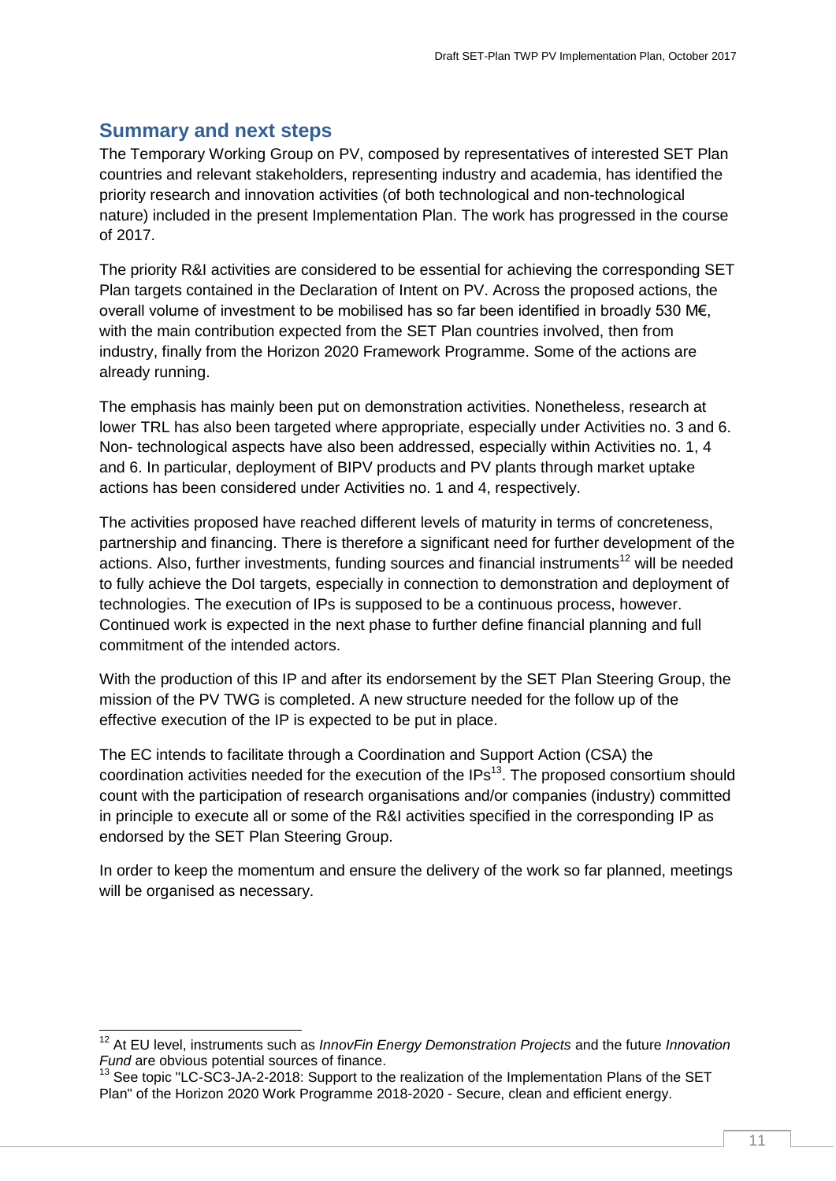## Summary and next steps

The Temporary Working Group on PV, composed by representatives of interested SET Plan countries and relevant stakeholders, representing industry and academia, has identified the priority research and innovation activities (of both technological and non-technological nature) included in the present Implementation Plan. The work has progressed in the course of 2017.

The priority R&I activities are considered to be essential for achieving the corresponding SET Plan targets contained in the Declaration of Intent on PV. Across the proposed actions, the overall volume of investment to be mobilised has so far been identified in broadly 530 M€, with the main contribution expected from the SET Plan countries involved, then from industry, finally from the Horizon 2020 Framework Programme. Some of the actions are already running.

The emphasis has mainly been put on demonstration activities. Nonetheless, research at lower TRL has also been targeted where appropriate, especially under Activities no. 3 and 6. Non- technological aspects have also been addressed, especially within Activities no. 1, 4 and 6. In particular, deployment of BIPV products and PV plants through market uptake actions has been considered under Activities no. 1 and 4, respectively.

The activities proposed have reached different levels of maturity in terms of concreteness, partnership and financing. There is therefore a significant need for further development of the actions. Also, further investments, funding sources and financial instruments[12] will be needed to fully achieve the DoI targets, especially in connection to demonstration and deployment of technologies. The execution of IPs is supposed to be a continuous process, however. Continued work is expected in the next phase to further define financial planning and full commitment of the intended actors.

With the production of this IP and after its endorsement by the SET Plan Steering Group, the mission of the PV TWG is completed. A new structure needed for the follow up of the effective execution of the IP is expected to be put in place.

The EC intends to facilitate through a Coordination and Support Action (CSA) the coordination activities needed for the execution of the IPs[13]. The proposed consortium should count with the participation of research organisations and/or companies (industry) committed in principle to execute all or some of the R&I activities specified in the corresponding IP as endorsed by the SET Plan Steering Group.

In order to keep the momentum and ensure the delivery of the work so far planned, meetings will be organised as necessary.

---

[12] At EU level, instruments such as *InnovFin Energy Demonstration Projects* and the future *Innovation Fund* are obvious potential sources of finance.

[13] See topic "LC-SC3-JA-2-2018: Support to the realization of the Implementation Plans of the SET Plan" of the Horizon 2020 Work Programme 2018-2020 - Secure, clean and efficient energy.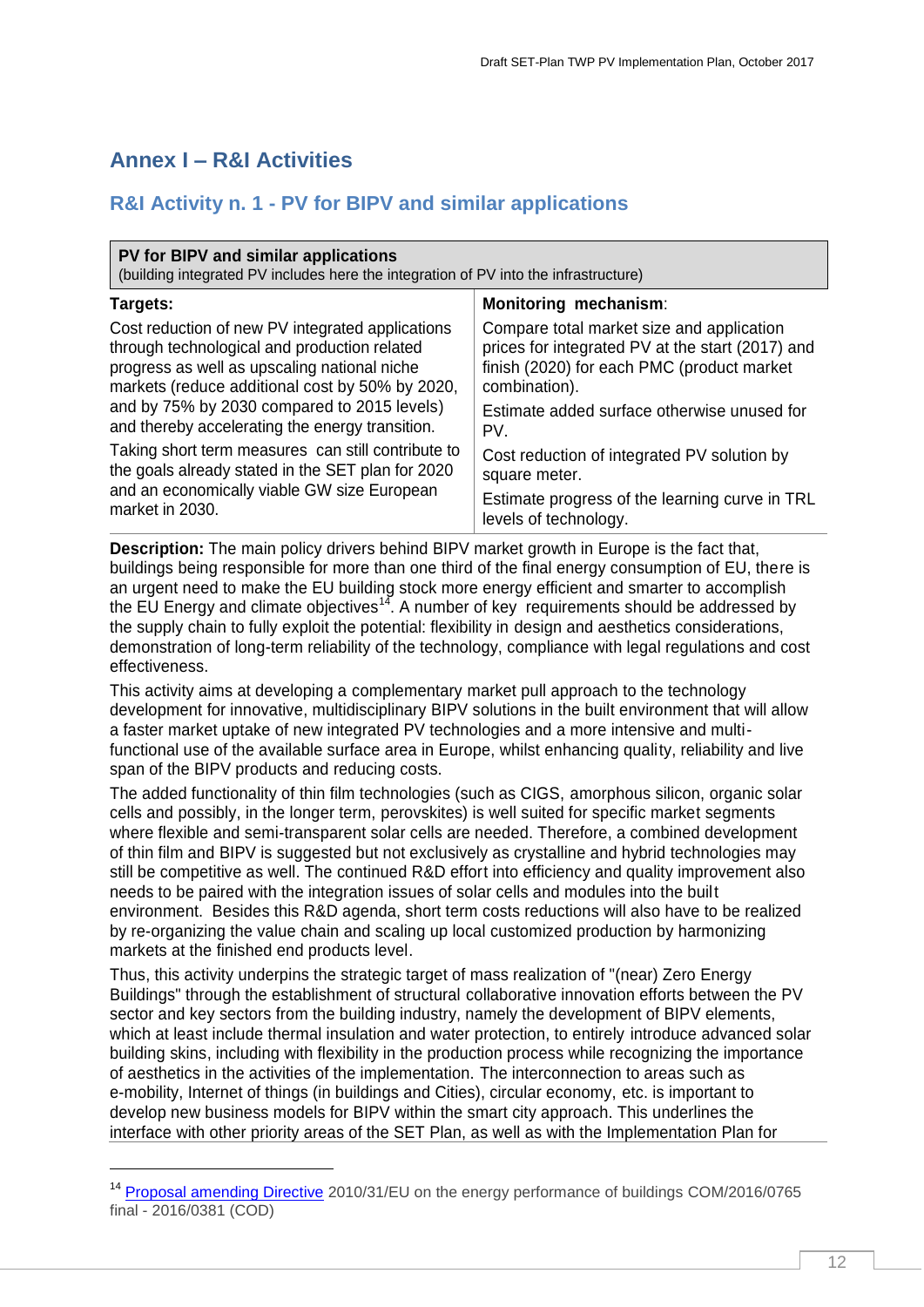# Annex I – R&I Activities

## R&I Activity n. 1 - PV for BIPV and similar applications

| **PV for BIPV and similar applications**<br>(building integrated PV includes here the integration of PV into the infrastructure) | |
|---|---|
| **Targets:**<br>Cost reduction of new PV integrated applications through technological and production related progress as well as upscaling national niche markets (reduce additional cost by 50% by 2020, and by 75% by 2030 compared to 2015 levels) and thereby accelerating the energy transition.<br>Taking short term measures can still contribute to the goals already stated in the SET plan for 2020 and an economically viable GW size European market in 2030. | **Monitoring mechanism**:<br>Compare total market size and application prices for integrated PV at the start (2017) and finish (2020) for each PMC (product market combination).<br>Estimate added surface otherwise unused for PV.<br>Cost reduction of integrated PV solution by square meter.<br>Estimate progress of the learning curve in TRL levels of technology. |

**Description:** The main policy drivers behind BIPV market growth in Europe is the fact that, buildings being responsible for more than one third of the final energy consumption of EU, there is an urgent need to make the EU building stock more energy efficient and smarter to accomplish the EU Energy and climate objectives[14]. A number of key requirements should be addressed by the supply chain to fully exploit the potential: flexibility in design and aesthetics considerations, demonstration of long-term reliability of the technology, compliance with legal regulations and cost effectiveness.

This activity aims at developing a complementary market pull approach to the technology development for innovative, multidisciplinary BIPV solutions in the built environment that will allow a faster market uptake of new integrated PV technologies and a more intensive and multi-functional use of the available surface area in Europe, whilst enhancing quality, reliability and live span of the BIPV products and reducing costs.

The added functionality of thin film technologies (such as CIGS, amorphous silicon, organic solar cells and possibly, in the longer term, perovskites) is well suited for specific market segments where flexible and semi-transparent solar cells are needed. Therefore, a combined development of thin film and BIPV is suggested but not exclusively as crystalline and hybrid technologies may still be competitive as well. The continued R&D effort into efficiency and quality improvement also needs to be paired with the integration issues of solar cells and modules into the built environment. Besides this R&D agenda, short term costs reductions will also have to be realized by re-organizing the value chain and scaling up local customized production by harmonizing markets at the finished end products level.

Thus, this activity underpins the strategic target of mass realization of "(near) Zero Energy Buildings" through the establishment of structural collaborative innovation efforts between the PV sector and key sectors from the building industry, namely the development of BIPV elements, which at least include thermal insulation and water protection, to entirely introduce advanced solar building skins, including with flexibility in the production process while recognizing the importance of aesthetics in the activities of the implementation. The interconnection to areas such as e-mobility, Internet of things (in buildings and Cities), circular economy, etc. is important to develop new business models for BIPV within the smart city approach. This underlines the interface with other priority areas of the SET Plan, as well as with the Implementation Plan for

---

[14] Proposal amending Directive 2010/31/EU on the energy performance of buildings COM/2016/0765 final - 2016/0381 (COD)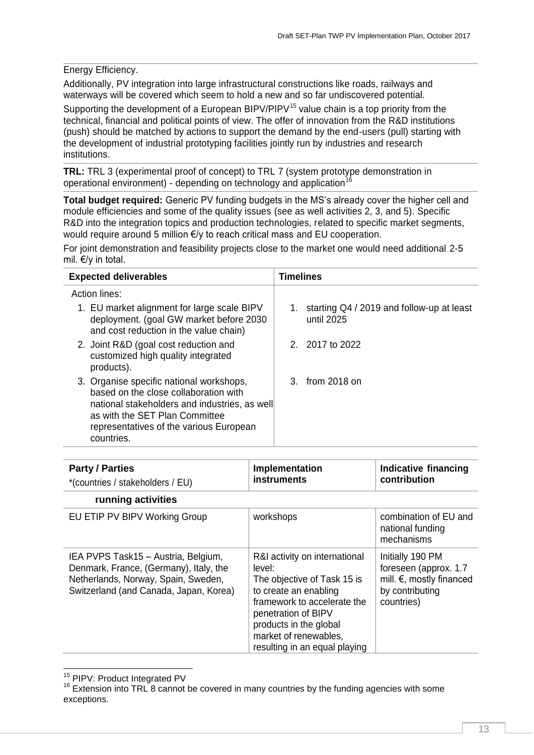Energy Efficiency.

Additionally, PV integration into large infrastructural constructions like roads, railways and waterways will be covered which seem to hold a new and so far undiscovered potential.

Supporting the development of a European BIPV/PIPV[15] value chain is a top priority from the technical, financial and political points of view. The offer of innovation from the R&D institutions (push) should be matched by actions to support the demand by the end-users (pull) starting with the development of industrial prototyping facilities jointly run by industries and research institutions.

**TRL:** TRL 3 (experimental proof of concept) to TRL 7 (system prototype demonstration in operational environment) - depending on technology and application[16]

**Total budget required:** Generic PV funding budgets in the MS's already cover the higher cell and module efficiencies and some of the quality issues (see as well activities 2, 3, and 5). Specific R&D into the integration topics and production technologies, related to specific market segments, would require around 5 million €/y to reach critical mass and EU cooperation.

For joint demonstration and feasibility projects close to the market one would need additional 2-5 mil. €/y in total.

| Expected deliverables | Timelines |
|---|---|
| Action lines: | |
| 1. EU market alignment for large scale BIPV deployment. (goal GW market before 2030 and cost reduction in the value chain) | 1. starting Q4 / 2019 and follow-up at least until 2025 |
| 2. Joint R&D (goal cost reduction and customized high quality integrated products). | 2. 2017 to 2022 |
| 3. Organise specific national workshops, based on the close collaboration with national stakeholders and industries, as well as with the SET Plan Committee representatives of the various European countries. | 3. from 2018 on |

| **Party / Parties** *(countries / stakeholders / EU) | **Implementation instruments** | **Indicative financing contribution** |
|---|---|---|
| **running activities** | | |
| EU ETIP PV BIPV Working Group | workshops | combination of EU and national funding mechanisms |
| IEA PVPS Task15 – Austria, Belgium, Denmark, France, (Germany), Italy, the Netherlands, Norway, Spain, Sweden, Switzerland (and Canada, Japan, Korea) | R&I activity on international level: The objective of Task 15 is to create an enabling framework to accelerate the penetration of BIPV products in the global market of renewables, resulting in an equal playing | Initially 190 PM foreseen (approx. 1.7 mill. €, mostly financed by contributing countries) |

[15] PIPV: Product Integrated PV

[16] Extension into TRL 8 cannot be covered in many countries by the funding agencies with some exceptions.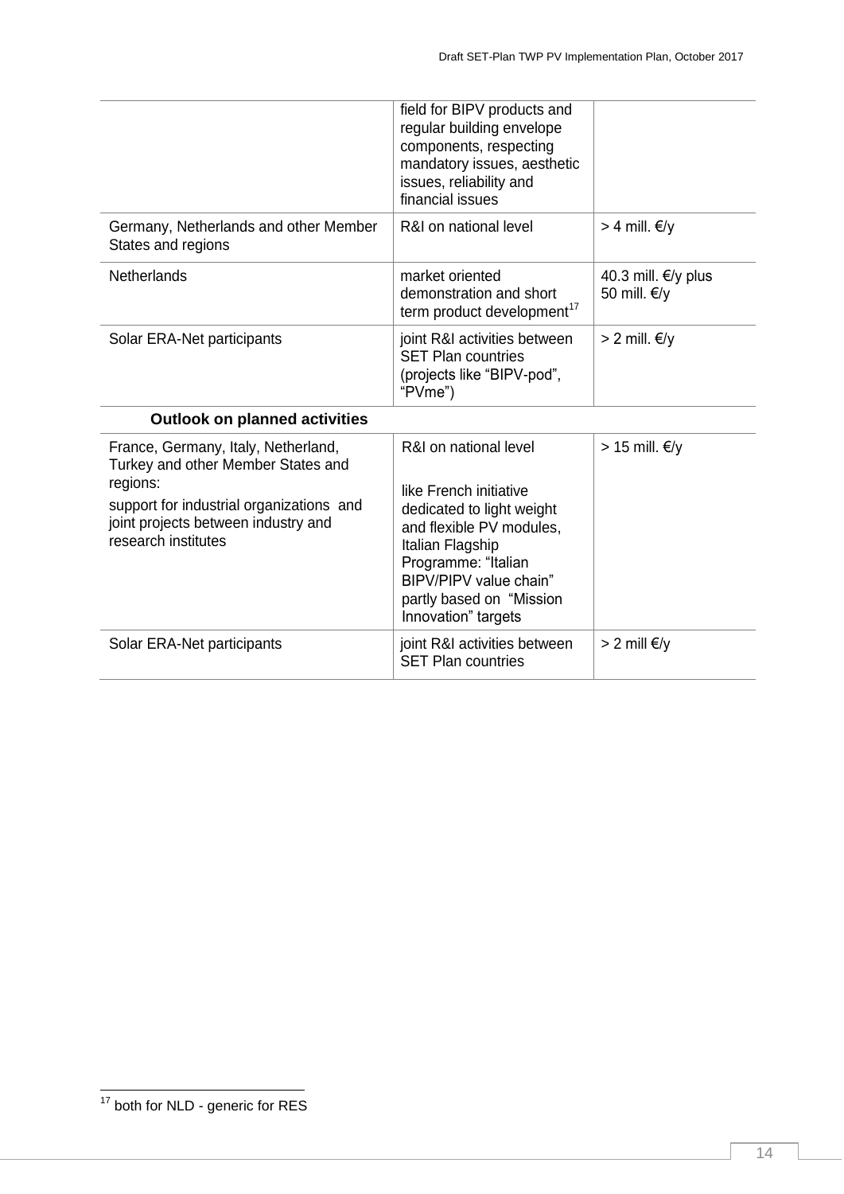| | field for BIPV products and regular building envelope components, respecting mandatory issues, aesthetic issues, reliability and financial issues | |
|---|---|---|
| Germany, Netherlands and other Member States and regions | R&I on national level | > 4 mill. €/y |
| Netherlands | market oriented demonstration and short term product development[17] | 40.3 mill. €/y plus 50 mill. €/y |
| Solar ERA-Net participants | joint R&I activities between SET Plan countries (projects like "BIPV-pod", "PVme") | > 2 mill. €/y |

**Outlook on planned activities**

| | | |
|---|---|---|
| France, Germany, Italy, Netherland, Turkey and other Member States and regions:<br>support for industrial organizations and joint projects between industry and research institutes | R&I on national level<br><br>like French initiative dedicated to light weight and flexible PV modules, Italian Flagship Programme: "Italian BIPV/PIPV value chain" partly based on "Mission Innovation" targets | > 15 mill. €/y |
| Solar ERA-Net participants | joint R&I activities between SET Plan countries | > 2 mill €/y |

[17] both for NLD - generic for RES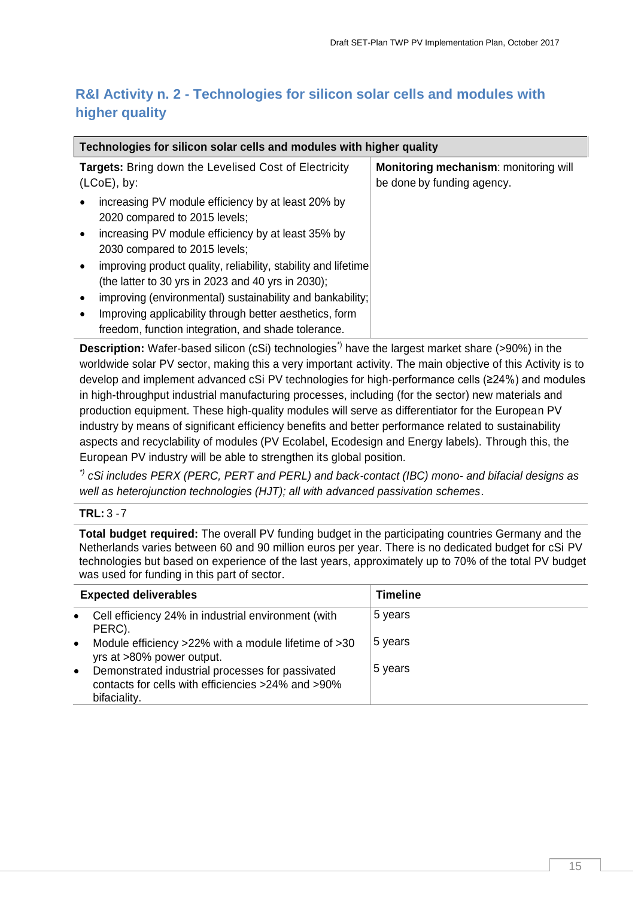## R&I Activity n. 2 - Technologies for silicon solar cells and modules with higher quality

**Technologies for silicon solar cells and modules with higher quality**

| **Targets:** Bring down the Levelised Cost of Electricity (LCoE), by: | **Monitoring mechanism**: monitoring will be done by funding agency. |
|---|---|
| • increasing PV module efficiency by at least 20% by 2020 compared to 2015 levels;<br>• increasing PV module efficiency by at least 35% by 2030 compared to 2015 levels;<br>• improving product quality, reliability, stability and lifetime (the latter to 30 yrs in 2023 and 40 yrs in 2030);<br>• improving (environmental) sustainability and bankability;<br>• Improving applicability through better aesthetics, form freedom, function integration, and shade tolerance. | |

**Description:** Wafer-based silicon (cSi) technologies[*)] have the largest market share (>90%) in the worldwide solar PV sector, making this a very important activity. The main objective of this Activity is to develop and implement advanced cSi PV technologies for high-performance cells (≥24%) and modules in high-throughput industrial manufacturing processes, including (for the sector) new materials and production equipment. These high-quality modules will serve as differentiator for the European PV industry by means of significant efficiency benefits and better performance related to sustainability aspects and recyclability of modules (PV Ecolabel, Ecodesign and Energy labels). Through this, the European PV industry will be able to strengthen its global position.

*[*)] cSi includes PERX (PERC, PERT and PERL) and back-contact (IBC) mono- and bifacial designs as well as heterojunction technologies (HJT); all with advanced passivation schemes.*

**TRL:** 3 -7

**Total budget required:** The overall PV funding budget in the participating countries Germany and the Netherlands varies between 60 and 90 million euros per year. There is no dedicated budget for cSi PV technologies but based on experience of the last years, approximately up to 70% of the total PV budget was used for funding in this part of sector.

| **Expected deliverables** | **Timeline** |
|---|---|
| • Cell efficiency 24% in industrial environment (with PERC). | 5 years |
| • Module efficiency >22% with a module lifetime of >30 yrs at >80% power output. | 5 years |
| • Demonstrated industrial processes for passivated contacts for cells with efficiencies >24% and >90% bifaciality. | 5 years |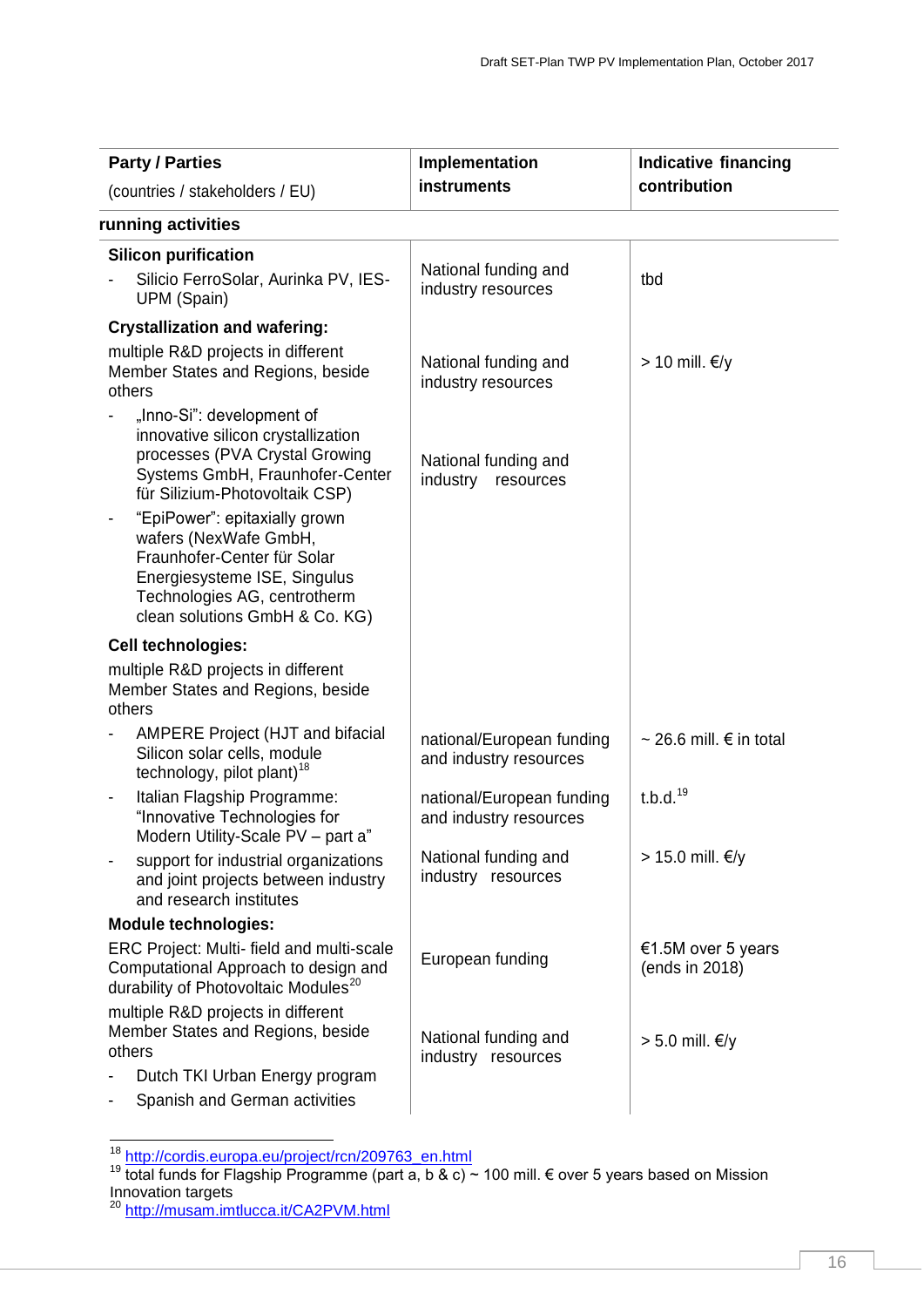| Party / Parties<br>(countries / stakeholders / EU) | Implementation instruments | Indicative financing contribution |
|---|---|---|
| **running activities** | | |
| **Silicon purification**<br>- Silicio FerroSolar, Aurinka PV, IES-UPM (Spain) | National funding and industry resources | tbd |
| **Crystallization and wafering:**<br>multiple R&D projects in different Member States and Regions, beside others | National funding and industry resources | > 10 mill. €/y |
| - „Inno-Si": development of innovative silicon crystallization processes (PVA Crystal Growing Systems GmbH, Fraunhofer-Center für Silizium-Photovoltaik CSP)<br>- "EpiPower": epitaxially grown wafers (NexWafe GmbH, Fraunhofer-Center für Solar Energiesysteme ISE, Singulus Technologies AG, centrotherm clean solutions GmbH & Co. KG) | National funding and industry resources | |
| **Cell technologies:**<br>multiple R&D projects in different Member States and Regions, beside others | | |
| - AMPERE Project (HJT and bifacial Silicon solar cells, module technology, pilot plant)[18] | national/European funding and industry resources | ~ 26.6 mill. € in total |
| - Italian Flagship Programme: "Innovative Technologies for Modern Utility-Scale PV – part a" | national/European funding and industry resources | t.b.d.[19] |
| - support for industrial organizations and joint projects between industry and research institutes | National funding and industry resources | > 15.0 mill. €/y |
| **Module technologies:**<br>ERC Project: Multi- field and multi-scale Computational Approach to design and durability of Photovoltaic Modules[20] | European funding | €1.5M over 5 years (ends in 2018) |
| multiple R&D projects in different Member States and Regions, beside others<br>- Dutch TKI Urban Energy program<br>- Spanish and German activities | National funding and industry resources | > 5.0 mill. €/y |

[18] http://cordis.europa.eu/project/rcn/209763_en.html

[19] total funds for Flagship Programme (part a, b & c) ~ 100 mill. € over 5 years based on Mission Innovation targets

[20] http://musam.imtlucca.it/CA2PVM.html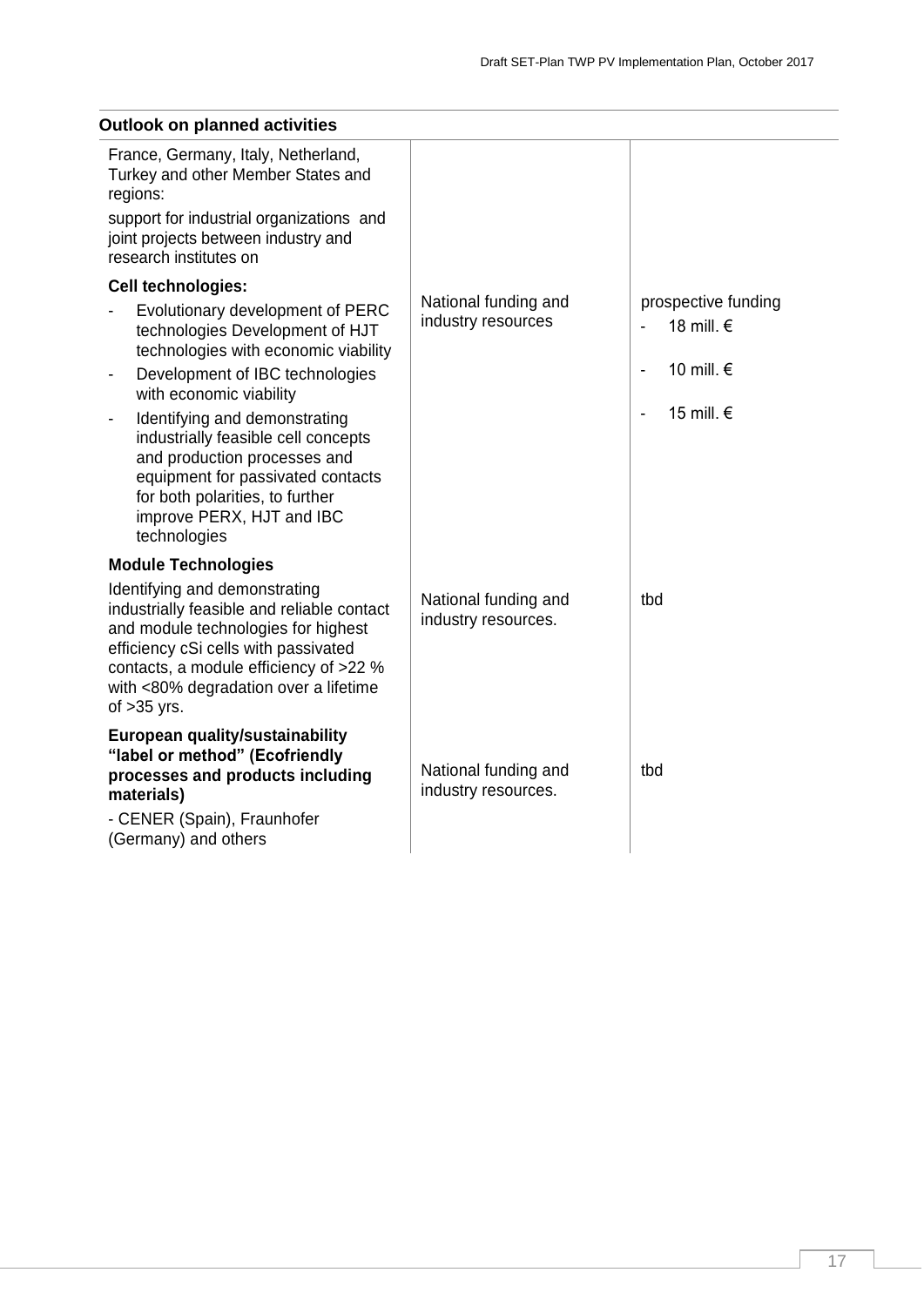**Outlook on planned activities**

| | | |
|---|---|---|
| France, Germany, Italy, Netherland, Turkey and other Member States and regions:<br><br>support for industrial organizations and joint projects between industry and research institutes on<br><br>**Cell technologies:**<br>- Evolutionary development of PERC technologies Development of HJT technologies with economic viability<br>- Development of IBC technologies with economic viability<br>- Identifying and demonstrating industrially feasible cell concepts and production processes and equipment for passivated contacts for both polarities, to further improve PERX, HJT and IBC technologies | National funding and industry resources | prospective funding<br>- 18 mill. €<br>- 10 mill. €<br>- 15 mill. € |
| **Module Technologies**<br><br>Identifying and demonstrating industrially feasible and reliable contact and module technologies for highest efficiency cSi cells with passivated contacts, a module efficiency of >22 % with <80% degradation over a lifetime of >35 yrs. | National funding and industry resources. | tbd |
| **European quality/sustainability "label or method" (Ecofriendly processes and products including materials)**<br><br>- CENER (Spain), Fraunhofer (Germany) and others | National funding and industry resources. | tbd |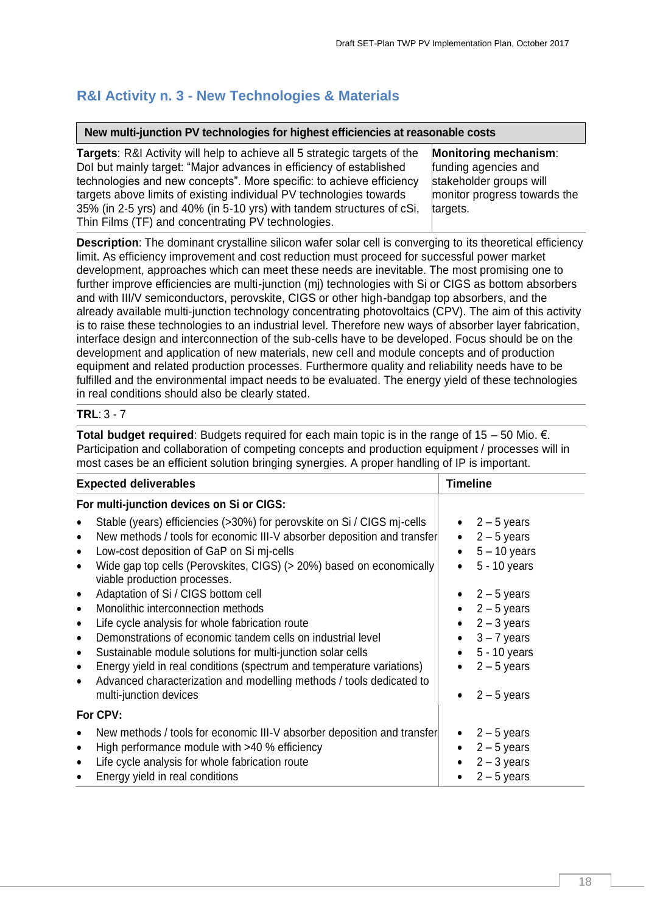## R&I Activity n. 3 - New Technologies & Materials

**New multi-junction PV technologies for highest efficiencies at reasonable costs**

| **Targets**: R&I Activity will help to achieve all 5 strategic targets of the DoI but mainly target: "Major advances in efficiency of established technologies and new concepts". More specific: to achieve efficiency targets above limits of existing individual PV technologies towards 35% (in 2-5 yrs) and 40% (in 5-10 yrs) with tandem structures of cSi, Thin Films (TF) and concentrating PV technologies. | **Monitoring mechanism**: funding agencies and stakeholder groups will monitor progress towards the targets. |
|---|---|

**Description**: The dominant crystalline silicon wafer solar cell is converging to its theoretical efficiency limit. As efficiency improvement and cost reduction must proceed for successful power market development, approaches which can meet these needs are inevitable. The most promising one to further improve efficiencies are multi-junction (mj) technologies with Si or CIGS as bottom absorbers and with III/V semiconductors, perovskite, CIGS or other high-bandgap top absorbers, and the already available multi-junction technology concentrating photovoltaics (CPV). The aim of this activity is to raise these technologies to an industrial level. Therefore new ways of absorber layer fabrication, interface design and interconnection of the sub-cells have to be developed. Focus should be on the development and application of new materials, new cell and module concepts and of production equipment and related production processes. Furthermore quality and reliability needs have to be fulfilled and the environmental impact needs to be evaluated. The energy yield of these technologies in real conditions should also be clearly stated.

**TRL**: 3 - 7

**Total budget required**: Budgets required for each main topic is in the range of 15 – 50 Mio. €. Participation and collaboration of competing concepts and production equipment / processes will in most cases be an efficient solution bringing synergies. A proper handling of IP is important.

| **Expected deliverables** | **Timeline** |
|---|---|
| **For multi-junction devices on Si or CIGS:** | |
| • Stable (years) efficiencies (>30%) for perovskite on Si / CIGS mj-cells | • 2 – 5 years |
| • New methods / tools for economic III-V absorber deposition and transfer | • 2 – 5 years |
| • Low-cost deposition of GaP on Si mj-cells | • 5 – 10 years |
| • Wide gap top cells (Perovskites, CIGS) (> 20%) based on economically viable production processes. | • 5 - 10 years |
| • Adaptation of Si / CIGS bottom cell | • 2 – 5 years |
| • Monolithic interconnection methods | • 2 – 5 years |
| • Life cycle analysis for whole fabrication route | • 2 – 3 years |
| • Demonstrations of economic tandem cells on industrial level | • 3 – 7 years |
| • Sustainable module solutions for multi-junction solar cells | • 5 - 10 years |
| • Energy yield in real conditions (spectrum and temperature variations) | • 2 – 5 years |
| • Advanced characterization and modelling methods / tools dedicated to multi-junction devices | • 2 – 5 years |
| **For CPV:** | |
| • New methods / tools for economic III-V absorber deposition and transfer | • 2 – 5 years |
| • High performance module with >40 % efficiency | • 2 – 5 years |
| • Life cycle analysis for whole fabrication route | • 2 – 3 years |
| • Energy yield in real conditions | • 2 – 5 years |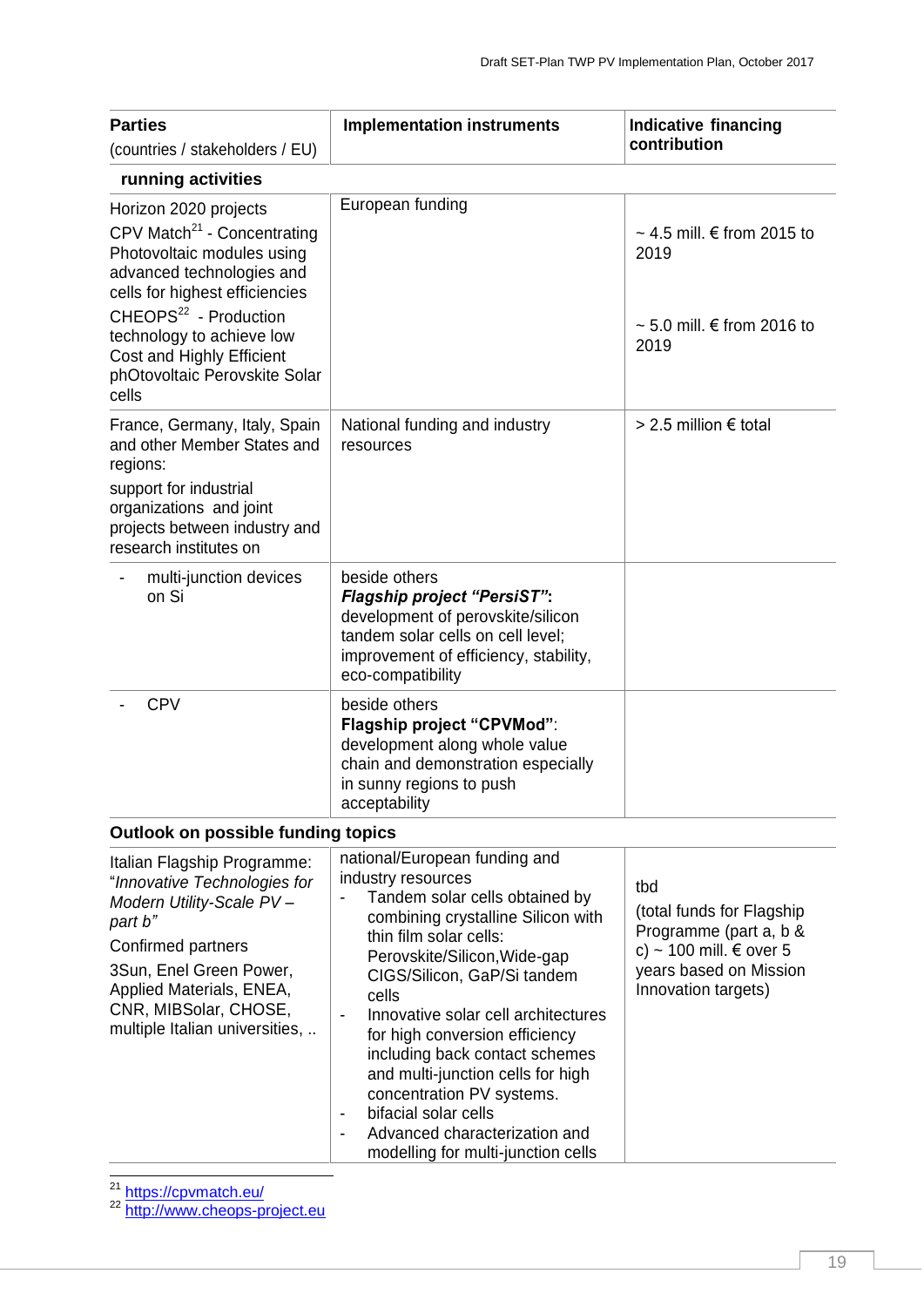| Parties (countries / stakeholders / EU) | Implementation instruments | Indicative financing contribution |
|---|---|---|
| **running activities** | | |
| Horizon 2020 projects<br>CPV Match[21] - Concentrating Photovoltaic modules using advanced technologies and cells for highest efficiencies<br>CHEOPS[22] - Production technology to achieve low Cost and Highly Efficient phOtovoltaic Perovskite Solar cells | European funding | ~ 4.5 mill. € from 2015 to 2019<br><br>~ 5.0 mill. € from 2016 to 2019 |
| France, Germany, Italy, Spain and other Member States and regions:<br>support for industrial organizations and joint projects between industry and research institutes on | National funding and industry resources | > 2.5 million € total |
| - multi-junction devices on Si | beside others<br>***Flagship project "PersiST":*** development of perovskite/silicon tandem solar cells on cell level; improvement of efficiency, stability, eco-compatibility | |
| - CPV | beside others<br>**Flagship project "CPVMod"**: development along whole value chain and demonstration especially in sunny regions to push acceptability | |
| **Outlook on possible funding topics** | | |
| Italian Flagship Programme: "*Innovative Technologies for Modern Utility-Scale PV – part b"*<br>Confirmed partners<br>3Sun, Enel Green Power, Applied Materials, ENEA, CNR, MIBSolar, CHOSE, multiple Italian universities, .. | national/European funding and industry resources<br>- Tandem solar cells obtained by combining crystalline Silicon with thin film solar cells: Perovskite/Silicon,Wide-gap CIGS/Silicon, GaP/Si tandem cells<br>- Innovative solar cell architectures for high conversion efficiency including back contact schemes and multi-junction cells for high concentration PV systems.<br>- bifacial solar cells<br>- Advanced characterization and modelling for multi-junction cells | tbd<br>(total funds for Flagship Programme (part a, b & c) ~ 100 mill. € over 5 years based on Mission Innovation targets) |

[21] https://cpvmatch.eu/
[22] http://www.cheops-project.eu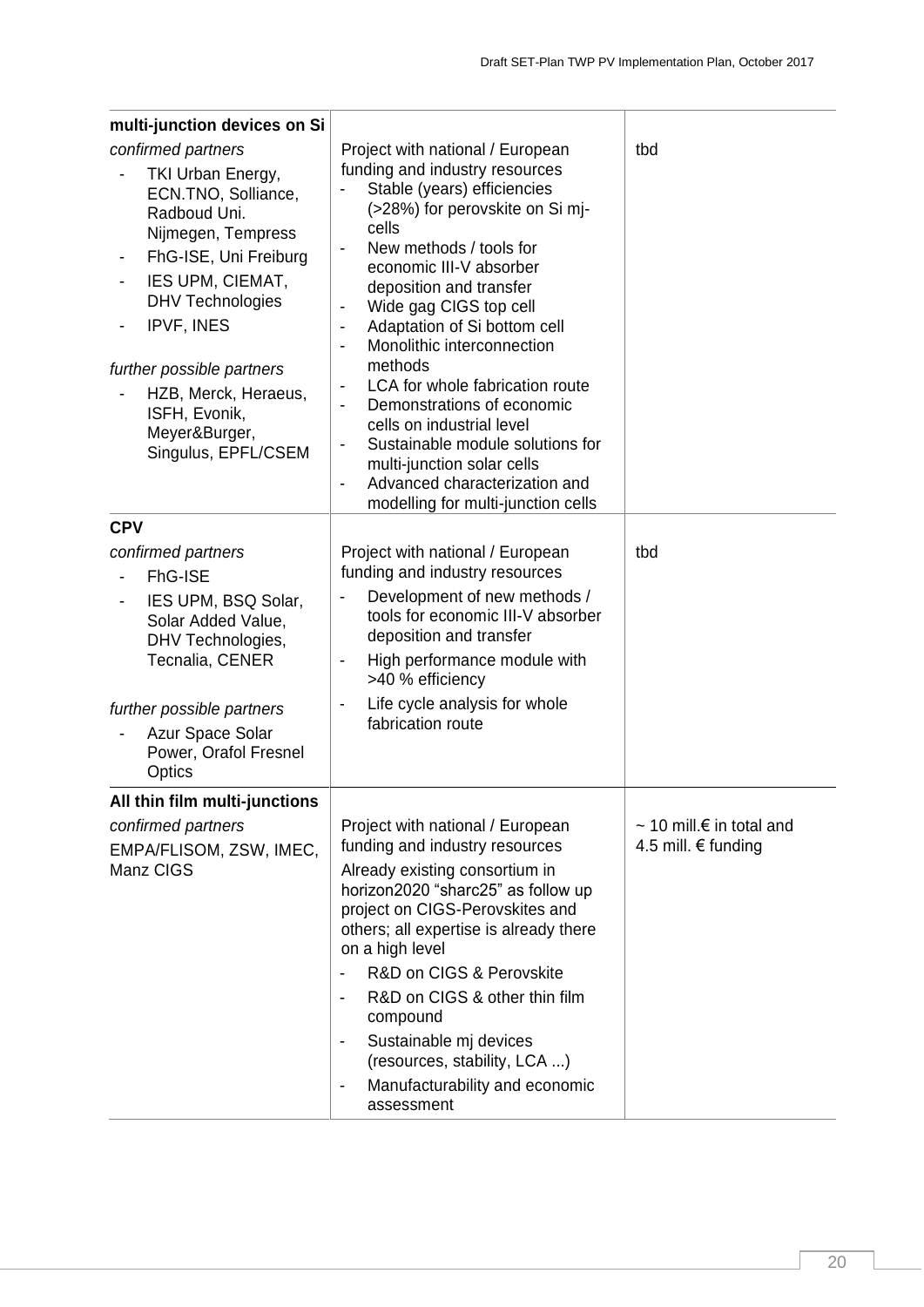| | | |
|---|---|---|
| **multi-junction devices on Si**<br>*confirmed partners*<br>- TKI Urban Energy, ECN.TNO, Solliance, Radboud Uni. Nijmegen, Tempress<br>- FhG-ISE, Uni Freiburg<br>- IES UPM, CIEMAT, DHV Technologies<br>- IPVF, INES<br><br>*further possible partners*<br>- HZB, Merck, Heraeus, ISFH, Evonik, Meyer&Burger, Singulus, EPFL/CSEM | Project with national / European funding and industry resources<br>- Stable (years) efficiencies (>28%) for perovskite on Si mj-cells<br>- New methods / tools for economic III-V absorber deposition and transfer<br>- Wide gag CIGS top cell<br>- Adaptation of Si bottom cell<br>- Monolithic interconnection methods<br>- LCA for whole fabrication route<br>- Demonstrations of economic cells on industrial level<br>- Sustainable module solutions for multi-junction solar cells<br>- Advanced characterization and modelling for multi-junction cells | tbd |
| **CPV**<br>*confirmed partners*<br>- FhG-ISE<br>- IES UPM, BSQ Solar, Solar Added Value, DHV Technologies, Tecnalia, CENER<br><br>*further possible partners*<br>- Azur Space Solar Power, Orafol Fresnel Optics | Project with national / European funding and industry resources<br>- Development of new methods / tools for economic III-V absorber deposition and transfer<br>- High performance module with >40 % efficiency<br>- Life cycle analysis for whole fabrication route | tbd |
| **All thin film multi-junctions**<br>*confirmed partners*<br>EMPA/FLISOM, ZSW, IMEC, Manz CIGS | Project with national / European funding and industry resources<br>Already existing consortium in horizon2020 "sharc25" as follow up project on CIGS-Perovskites and others; all expertise is already there on a high level<br>- R&D on CIGS & Perovskite<br>- R&D on CIGS & other thin film compound<br>- Sustainable mj devices (resources, stability, LCA ...)<br>- Manufacturability and economic assessment | ~ 10 mill.€ in total and 4.5 mill. € funding |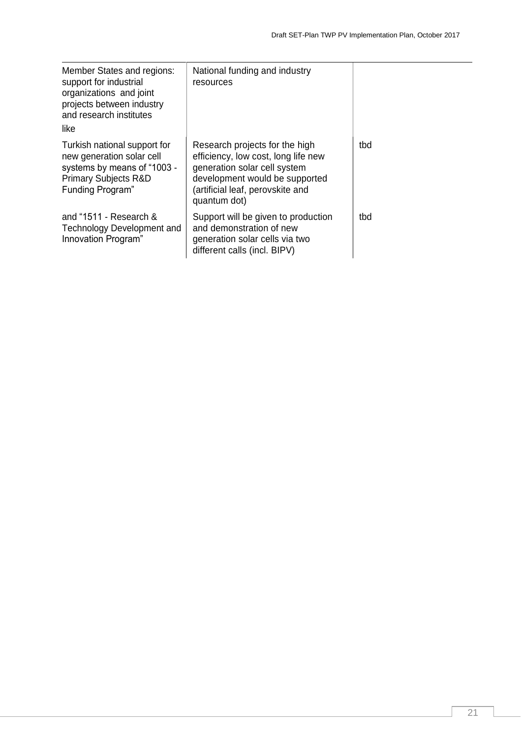| Member States and regions: support for industrial organizations and joint projects between industry and research institutes like | National funding and industry resources | |
|---|---|---|
| Turkish national support for new generation solar cell systems by means of "1003 - Primary Subjects R&D Funding Program" | Research projects for the high efficiency, low cost, long life new generation solar cell system development would be supported (artificial leaf, perovskite and quantum dot) | tbd |
| and "1511 - Research & Technology Development and Innovation Program" | Support will be given to production and demonstration of new generation solar cells via two different calls (incl. BIPV) | tbd |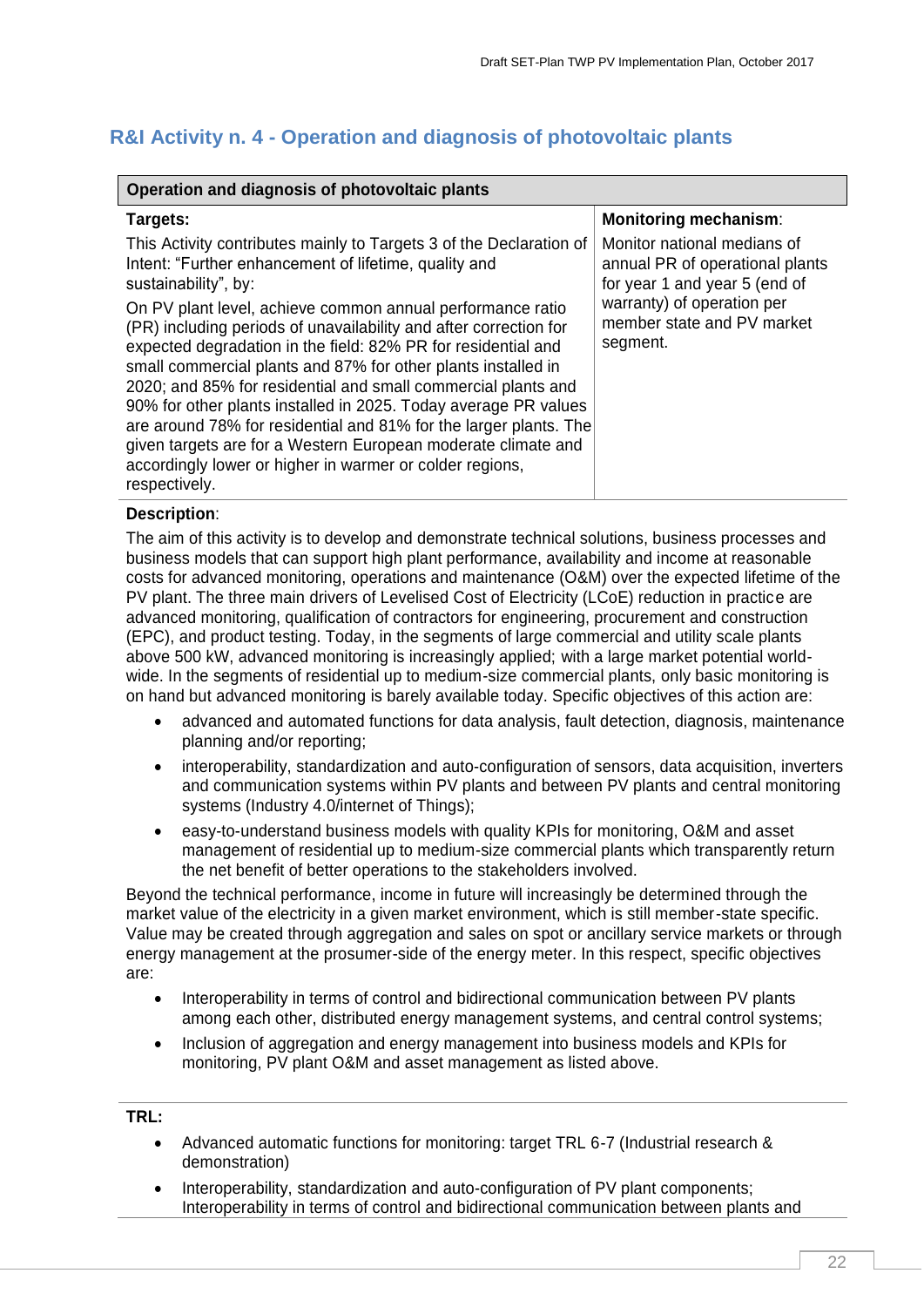## R&I Activity n. 4 - Operation and diagnosis of photovoltaic plants

| Operation and diagnosis of photovoltaic plants | |
|---|---|
| **Targets:**<br>This Activity contributes mainly to Targets 3 of the Declaration of Intent: "Further enhancement of lifetime, quality and sustainability", by:<br>On PV plant level, achieve common annual performance ratio (PR) including periods of unavailability and after correction for expected degradation in the field: 82% PR for residential and small commercial plants and 87% for other plants installed in 2020; and 85% for residential and small commercial plants and 90% for other plants installed in 2025. Today average PR values are around 78% for residential and 81% for the larger plants. The given targets are for a Western European moderate climate and accordingly lower or higher in warmer or colder regions, respectively. | **Monitoring mechanism**:<br>Monitor national medians of annual PR of operational plants for year 1 and year 5 (end of warranty) of operation per member state and PV market segment. |

**Description**:

The aim of this activity is to develop and demonstrate technical solutions, business processes and business models that can support high plant performance, availability and income at reasonable costs for advanced monitoring, operations and maintenance (O&M) over the expected lifetime of the PV plant. The three main drivers of Levelised Cost of Electricity (LCoE) reduction in practice are advanced monitoring, qualification of contractors for engineering, procurement and construction (EPC), and product testing. Today, in the segments of large commercial and utility scale plants above 500 kW, advanced monitoring is increasingly applied; with a large market potential world-wide. In the segments of residential up to medium-size commercial plants, only basic monitoring is on hand but advanced monitoring is barely available today. Specific objectives of this action are:

- advanced and automated functions for data analysis, fault detection, diagnosis, maintenance planning and/or reporting;
- interoperability, standardization and auto-configuration of sensors, data acquisition, inverters and communication systems within PV plants and between PV plants and central monitoring systems (Industry 4.0/internet of Things);
- easy-to-understand business models with quality KPIs for monitoring, O&M and asset management of residential up to medium-size commercial plants which transparently return the net benefit of better operations to the stakeholders involved.

Beyond the technical performance, income in future will increasingly be determined through the market value of the electricity in a given market environment, which is still member-state specific. Value may be created through aggregation and sales on spot or ancillary service markets or through energy management at the prosumer-side of the energy meter. In this respect, specific objectives are:

- Interoperability in terms of control and bidirectional communication between PV plants among each other, distributed energy management systems, and central control systems;
- Inclusion of aggregation and energy management into business models and KPIs for monitoring, PV plant O&M and asset management as listed above.

**TRL:**

- Advanced automatic functions for monitoring: target TRL 6-7 (Industrial research & demonstration)
- Interoperability, standardization and auto-configuration of PV plant components; Interoperability in terms of control and bidirectional communication between plants and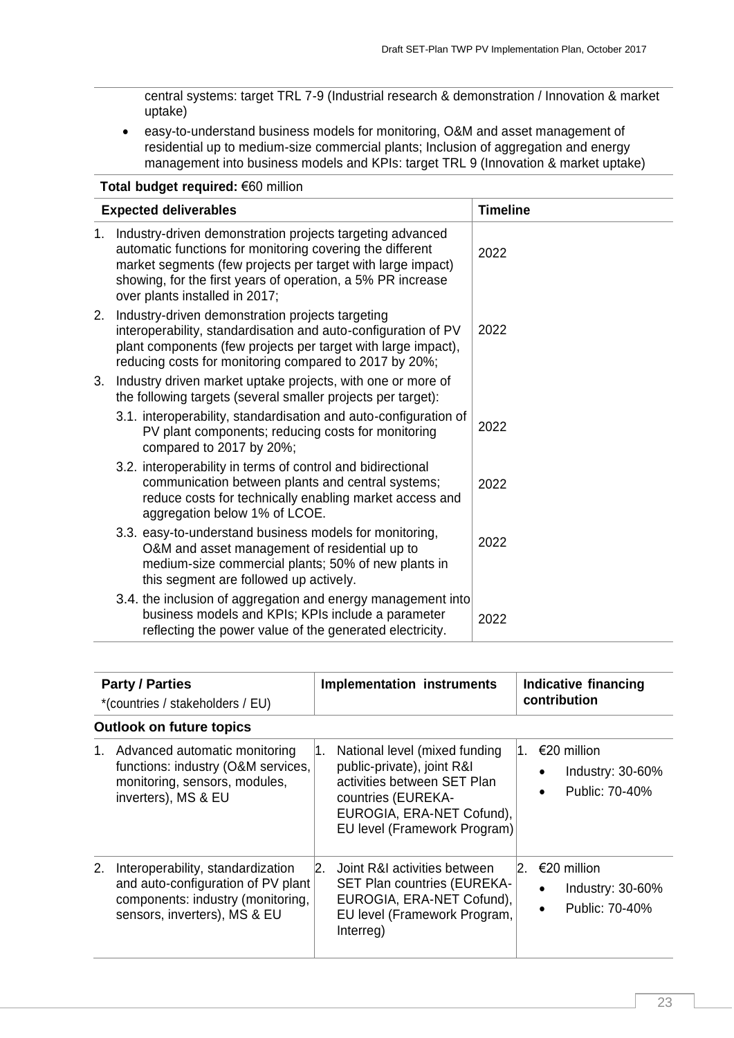central systems: target TRL 7-9 (Industrial research & demonstration / Innovation & market uptake)

- easy-to-understand business models for monitoring, O&M and asset management of residential up to medium-size commercial plants; Inclusion of aggregation and energy management into business models and KPIs: target TRL 9 (Innovation & market uptake)

**Total budget required:** €60 million

| Expected deliverables | Timeline |
|---|---|
| 1. Industry-driven demonstration projects targeting advanced automatic functions for monitoring covering the different market segments (few projects per target with large impact) showing, for the first years of operation, a 5% PR increase over plants installed in 2017; | 2022 |
| 2. Industry-driven demonstration projects targeting interoperability, standardisation and auto-configuration of PV plant components (few projects per target with large impact), reducing costs for monitoring compared to 2017 by 20%; | 2022 |
| 3. Industry driven market uptake projects, with one or more of the following targets (several smaller projects per target): | |
| 3.1. interoperability, standardisation and auto-configuration of PV plant components; reducing costs for monitoring compared to 2017 by 20%; | 2022 |
| 3.2. interoperability in terms of control and bidirectional communication between plants and central systems; reduce costs for technically enabling market access and aggregation below 1% of LCOE. | 2022 |
| 3.3. easy-to-understand business models for monitoring, O&M and asset management of residential up to medium-size commercial plants; 50% of new plants in this segment are followed up actively. | 2022 |
| 3.4. the inclusion of aggregation and energy management into business models and KPIs; KPIs include a parameter reflecting the power value of the generated electricity. | 2022 |

| Party / Parties *(countries / stakeholders / EU) | Implementation instruments | Indicative financing contribution |
|---|---|---|
| **Outlook on future topics** | | |
| 1. Advanced automatic monitoring functions: industry (O&M services, monitoring, sensors, modules, inverters), MS & EU | 1. National level (mixed funding public-private), joint R&I activities between SET Plan countries (EUREKA-EUROGIA, ERA-NET Cofund), EU level (Framework Program) | 1. €20 million<br>• Industry: 30-60%<br>• Public: 70-40% |
| 2. Interoperability, standardization and auto-configuration of PV plant components: industry (monitoring, sensors, inverters), MS & EU | 2. Joint R&I activities between SET Plan countries (EUREKA-EUROGIA, ERA-NET Cofund), EU level (Framework Program, Interreg) | 2. €20 million<br>• Industry: 30-60%<br>• Public: 70-40% |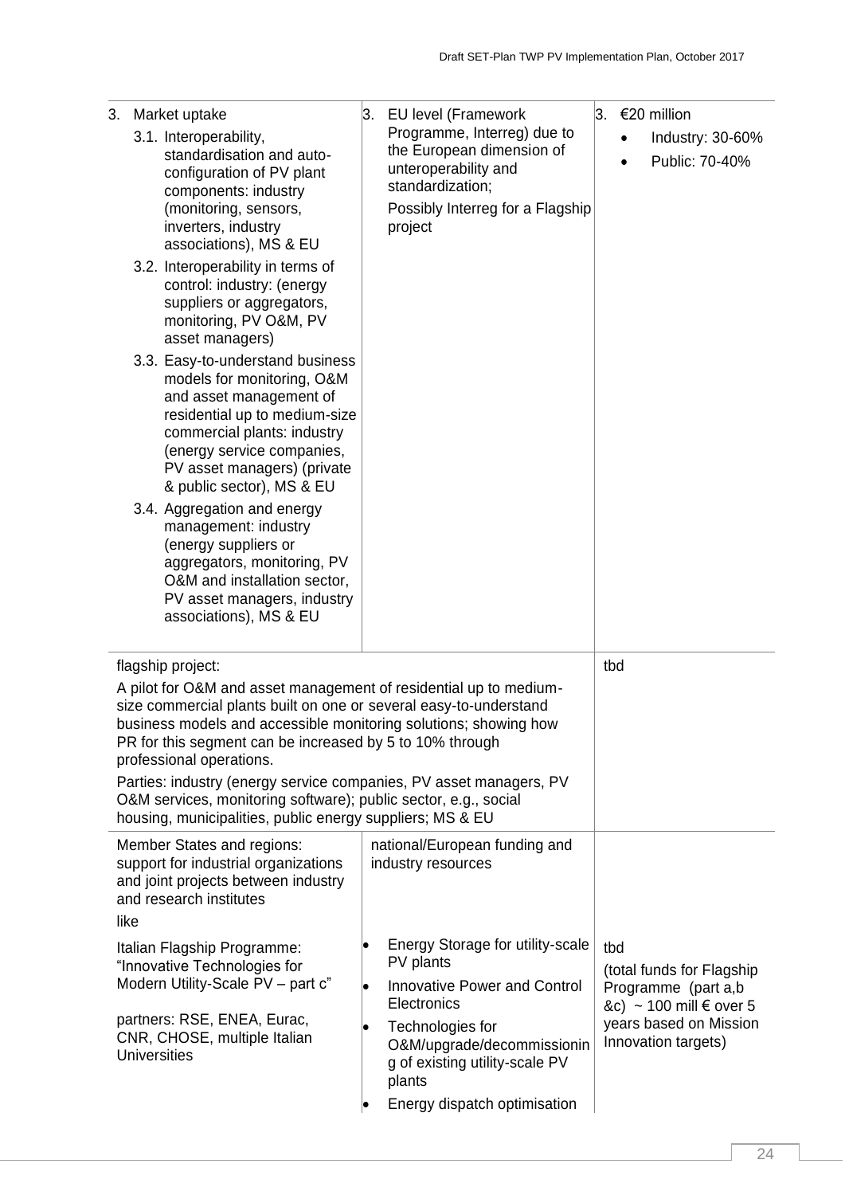| | | |
|---|---|---|
| 3. Market uptake<br>3.1. Interoperability, standardisation and auto-configuration of PV plant components: industry (monitoring, sensors, inverters, industry associations), MS & EU<br>3.2. Interoperability in terms of control: industry: (energy suppliers or aggregators, monitoring, PV O&M, PV asset managers)<br>3.3. Easy-to-understand business models for monitoring, O&M and asset management of residential up to medium-size commercial plants: industry (energy service companies, PV asset managers) (private & public sector), MS & EU<br>3.4. Aggregation and energy management: industry (energy suppliers or aggregators, monitoring, PV O&M and installation sector, PV asset managers, industry associations), MS & EU | 3. EU level (Framework Programme, Interreg) due to the European dimension of unteroperability and standardization;<br>Possibly Interreg for a Flagship project | 3. €20 million<br>• Industry: 30-60%<br>• Public: 70-40% |
| flagship project:<br>A pilot for O&M and asset management of residential up to medium-size commercial plants built on one or several easy-to-understand business models and accessible monitoring solutions; showing how PR for this segment can be increased by 5 to 10% through professional operations.<br>Parties: industry (energy service companies, PV asset managers, PV O&M services, monitoring software); public sector, e.g., social housing, municipalities, public energy suppliers; MS & EU | | tbd |
| Member States and regions: support for industrial organizations and joint projects between industry and research institutes<br>like<br>Italian Flagship Programme: "Innovative Technologies for Modern Utility-Scale PV – part c"<br>partners: RSE, ENEA, Eurac, CNR, CHOSE, multiple Italian Universities | national/European funding and industry resources<br>• Energy Storage for utility-scale PV plants<br>• Innovative Power and Control Electronics<br>• Technologies for O&M/upgrade/decommissioning of existing utility-scale PV plants<br>• Energy dispatch optimisation | tbd<br>(total funds for Flagship Programme (part a,b &c) ~ 100 mill € over 5 years based on Mission Innovation targets) |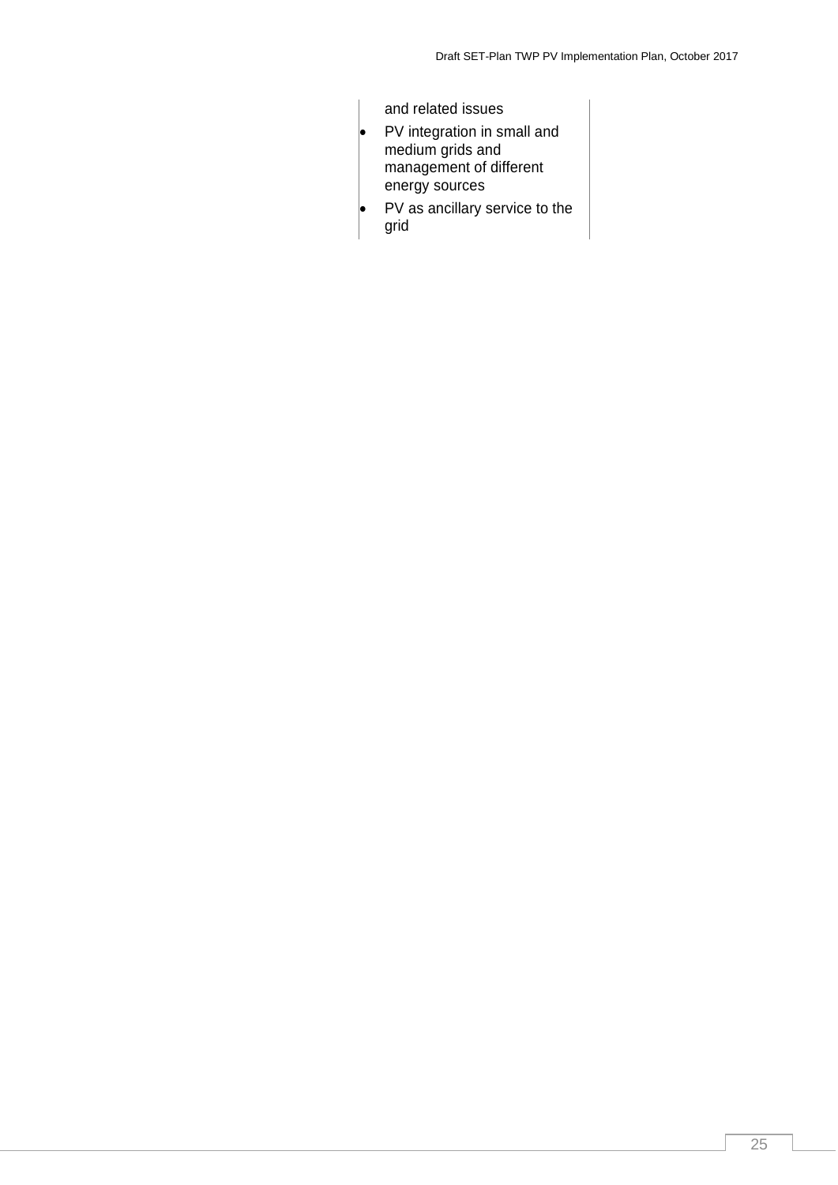and related issues

- PV integration in small and medium grids and management of different energy sources
- PV as ancillary service to the grid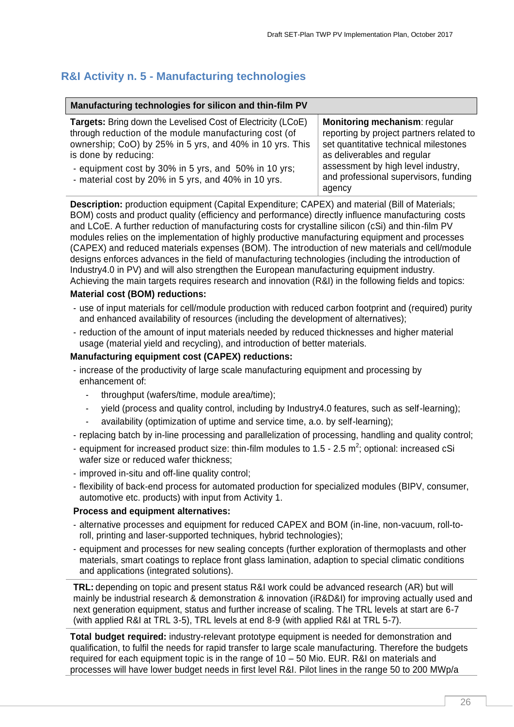## R&I Activity n. 5 - Manufacturing technologies

| Manufacturing technologies for silicon and thin-film PV | |
|---|---|
| **Targets:** Bring down the Levelised Cost of Electricity (LCoE) through reduction of the module manufacturing cost (of ownership; CoO) by 25% in 5 yrs, and 40% in 10 yrs. This is done by reducing:<br>- equipment cost by 30% in 5 yrs, and 50% in 10 yrs;<br>- material cost by 20% in 5 yrs, and 40% in 10 yrs. | **Monitoring mechanism**: regular reporting by project partners related to set quantitative technical milestones as deliverables and regular assessment by high level industry, and professional supervisors, funding agency |

**Description:** production equipment (Capital Expenditure; CAPEX) and material (Bill of Materials; BOM) costs and product quality (efficiency and performance) directly influence manufacturing costs and LCoE. A further reduction of manufacturing costs for crystalline silicon (cSi) and thin-film PV modules relies on the implementation of highly productive manufacturing equipment and processes (CAPEX) and reduced materials expenses (BOM). The introduction of new materials and cell/module designs enforces advances in the field of manufacturing technologies (including the introduction of Industry4.0 in PV) and will also strengthen the European manufacturing equipment industry. Achieving the main targets requires research and innovation (R&I) in the following fields and topics:

**Material cost (BOM) reductions:**

- use of input materials for cell/module production with reduced carbon footprint and (required) purity and enhanced availability of resources (including the development of alternatives);
- reduction of the amount of input materials needed by reduced thicknesses and higher material usage (material yield and recycling), and introduction of better materials.

**Manufacturing equipment cost (CAPEX) reductions:**

- increase of the productivity of large scale manufacturing equipment and processing by enhancement of:
  - throughput (wafers/time, module area/time);
  - yield (process and quality control, including by Industry4.0 features, such as self-learning);
  - availability (optimization of uptime and service time, a.o. by self-learning);
- replacing batch by in-line processing and parallelization of processing, handling and quality control;
- equipment for increased product size: thin-film modules to 1.5 - 2.5 $m^2$; optional: increased cSi wafer size or reduced wafer thickness;
- improved in-situ and off-line quality control;
- flexibility of back-end process for automated production for specialized modules (BIPV, consumer, automotive etc. products) with input from Activity 1.

**Process and equipment alternatives:**

- alternative processes and equipment for reduced CAPEX and BOM (in-line, non-vacuum, roll-to-roll, printing and laser-supported techniques, hybrid technologies);
- equipment and processes for new sealing concepts (further exploration of thermoplasts and other materials, smart coatings to replace front glass lamination, adaption to special climatic conditions and applications (integrated solutions).

**TRL:** depending on topic and present status R&I work could be advanced research (AR) but will mainly be industrial research & demonstration & innovation (iR&D&I) for improving actually used and next generation equipment, status and further increase of scaling. The TRL levels at start are 6-7 (with applied R&I at TRL 3-5), TRL levels at end 8-9 (with applied R&I at TRL 5-7).

**Total budget required:** industry-relevant prototype equipment is needed for demonstration and qualification, to fulfil the needs for rapid transfer to large scale manufacturing. Therefore the budgets required for each equipment topic is in the range of 10 – 50 Mio. EUR. R&I on materials and processes will have lower budget needs in first level R&I. Pilot lines in the range 50 to 200 MWp/a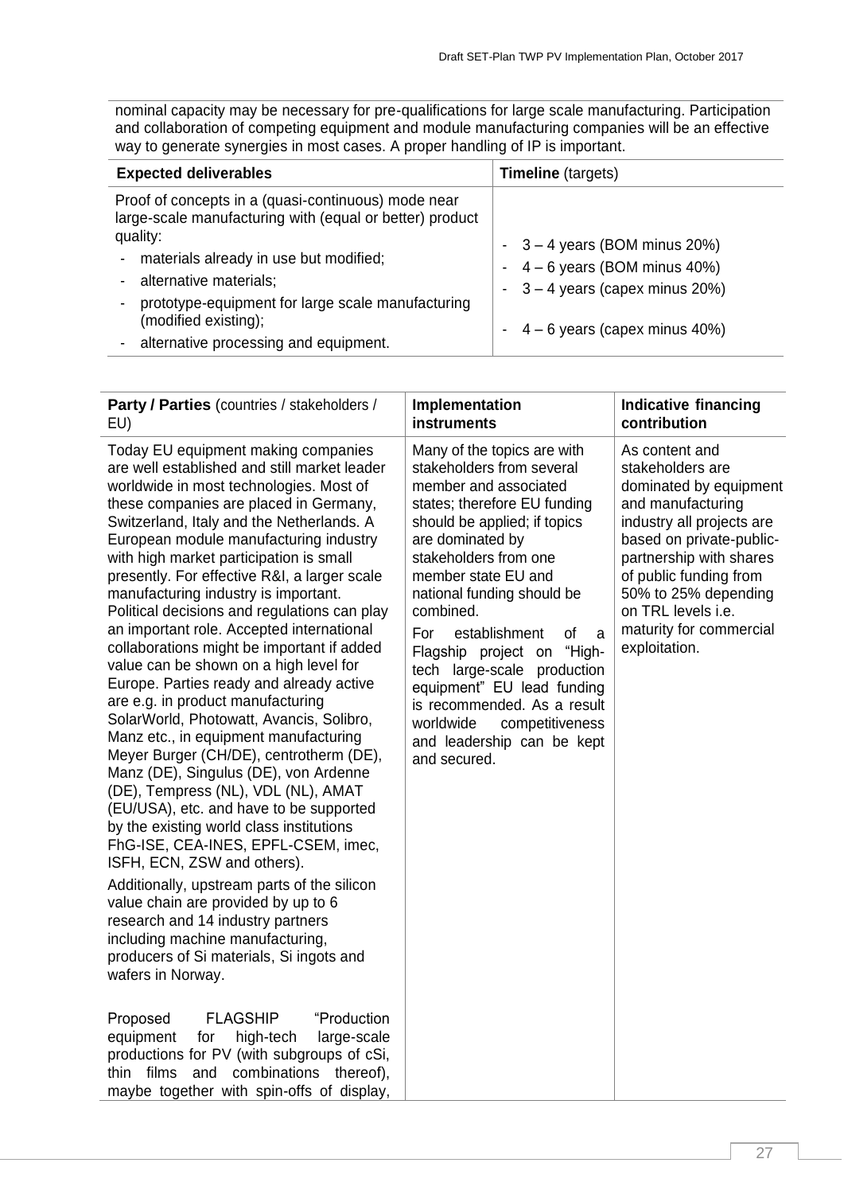nominal capacity may be necessary for pre-qualifications for large scale manufacturing. Participation and collaboration of competing equipment and module manufacturing companies will be an effective way to generate synergies in most cases. A proper handling of IP is important.

| **Expected deliverables** | **Timeline** (targets) |
| --- | --- |
| Proof of concepts in a (quasi-continuous) mode near large-scale manufacturing with (equal or better) product quality:<br>- materials already in use but modified;<br>- alternative materials;<br>- prototype-equipment for large scale manufacturing (modified existing);<br>- alternative processing and equipment. | - 3 – 4 years (BOM minus 20%)<br>- 4 – 6 years (BOM minus 40%)<br>- 3 – 4 years (capex minus 20%)<br>- 4 – 6 years (capex minus 40%) |

| **Party / Parties** (countries / stakeholders / EU) | **Implementation instruments** | **Indicative financing contribution** |
| --- | --- | --- |
| Today EU equipment making companies are well established and still market leader worldwide in most technologies. Most of these companies are placed in Germany, Switzerland, Italy and the Netherlands. A European module manufacturing industry with high market participation is small presently. For effective R&I, a larger scale manufacturing industry is important. Political decisions and regulations can play an important role. Accepted international collaborations might be important if added value can be shown on a high level for Europe. Parties ready and already active are e.g. in product manufacturing SolarWorld, Photowatt, Avancis, Solibro, Manz etc., in equipment manufacturing Meyer Burger (CH/DE), centrotherm (DE), Manz (DE), Singulus (DE), von Ardenne (DE), Tempress (NL), VDL (NL), AMAT (EU/USA), etc. and have to be supported by the existing world class institutions FhG-ISE, CEA-INES, EPFL-CSEM, imec, ISFH, ECN, ZSW and others).<br><br>Additionally, upstream parts of the silicon value chain are provided by up to 6 research and 14 industry partners including machine manufacturing, producers of Si materials, Si ingots and wafers in Norway.<br><br>Proposed FLAGSHIP "Production equipment for high-tech large-scale productions for PV (with subgroups of cSi, thin films and combinations thereof), maybe together with spin-offs of display, | Many of the topics are with stakeholders from several member and associated states; therefore EU funding should be applied; if topics are dominated by stakeholders from one member state EU and national funding should be combined.<br><br>For establishment of a Flagship project on "High-tech large-scale production equipment" EU lead funding is recommended. As a result worldwide competitiveness and leadership can be kept and secured. | As content and stakeholders are dominated by equipment and manufacturing industry all projects are based on private-public-partnership with shares of public funding from 50% to 25% depending on TRL levels i.e. maturity for commercial exploitation. |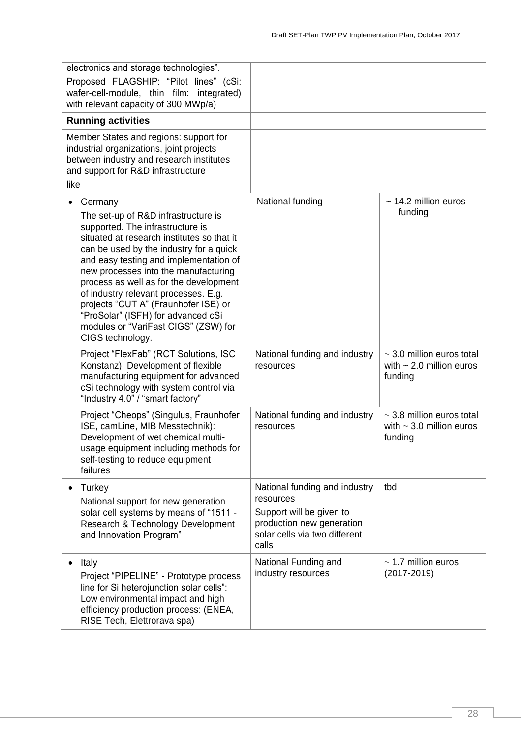| | | |
|---|---|---|
| electronics and storage technologies".<br>Proposed FLAGSHIP: "Pilot lines" (cSi: wafer-cell-module, thin film: integrated) with relevant capacity of 300 MWp/a) | | |
| **Running activities** | | |
| Member States and regions: support for industrial organizations, joint projects between industry and research institutes and support for R&D infrastructure<br>like | | |
| • Germany<br>The set-up of R&D infrastructure is supported. The infrastructure is situated at research institutes so that it can be used by the industry for a quick and easy testing and implementation of new processes into the manufacturing process as well as for the development of industry relevant processes. E.g. projects "CUT A" (Fraunhofer ISE) or "ProSolar" (ISFH) for advanced cSi modules or "VariFast CIGS" (ZSW) for CIGS technology. | National funding | ~ 14.2 million euros funding |
| Project "FlexFab" (RCT Solutions, ISC Konstanz): Development of flexible manufacturing equipment for advanced cSi technology with system control via "Industry 4.0" / "smart factory" | National funding and industry resources | ~ 3.0 million euros total with ~ 2.0 million euros funding |
| Project "Cheops" (Singulus, Fraunhofer ISE, camLine, MIB Messtechnik): Development of wet chemical multi-usage equipment including methods for self-testing to reduce equipment failures | National funding and industry resources | ~ 3.8 million euros total with ~ 3.0 million euros funding |
| • Turkey<br>National support for new generation solar cell systems by means of "1511 - Research & Technology Development and Innovation Program" | National funding and industry resources<br>Support will be given to production new generation solar cells via two different calls | tbd |
| • Italy<br>Project "PIPELINE" - Prototype process line for Si heterojunction solar cells": Low environmental impact and high efficiency production process: (ENEA, RISE Tech, Elettrorava spa) | National Funding and industry resources | ~ 1.7 million euros (2017-2019) |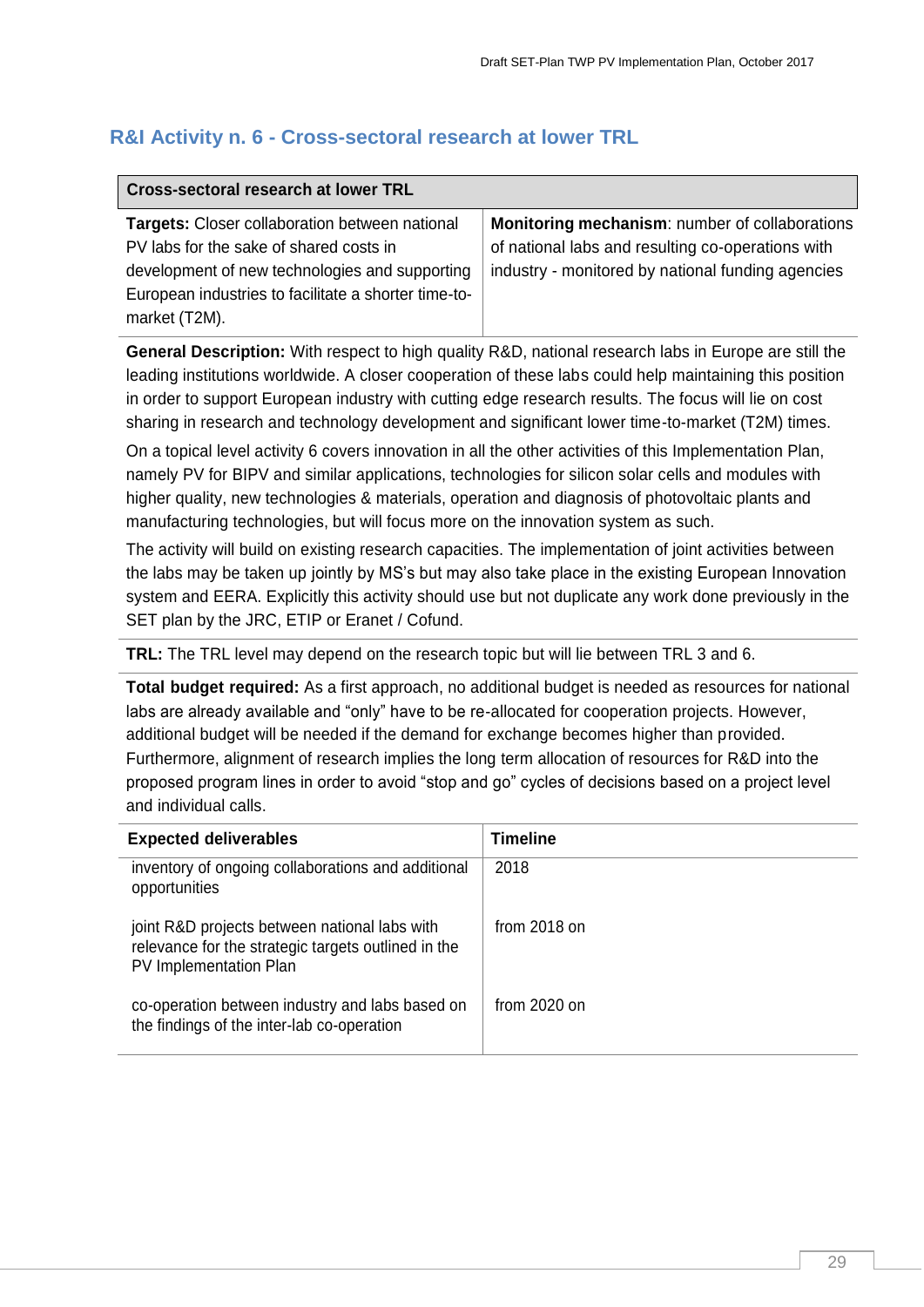## R&I Activity n. 6 - Cross-sectoral research at lower TRL

| Cross-sectoral research at lower TRL | |
|---|---|
| **Targets:** Closer collaboration between national PV labs for the sake of shared costs in development of new technologies and supporting European industries to facilitate a shorter time-to-market (T2M). | **Monitoring mechanism**: number of collaborations of national labs and resulting co-operations with industry - monitored by national funding agencies |

**General Description:** With respect to high quality R&D, national research labs in Europe are still the leading institutions worldwide. A closer cooperation of these labs could help maintaining this position in order to support European industry with cutting edge research results. The focus will lie on cost sharing in research and technology development and significant lower time-to-market (T2M) times.

On a topical level activity 6 covers innovation in all the other activities of this Implementation Plan, namely PV for BIPV and similar applications, technologies for silicon solar cells and modules with higher quality, new technologies & materials, operation and diagnosis of photovoltaic plants and manufacturing technologies, but will focus more on the innovation system as such.

The activity will build on existing research capacities. The implementation of joint activities between the labs may be taken up jointly by MS's but may also take place in the existing European Innovation system and EERA. Explicitly this activity should use but not duplicate any work done previously in the SET plan by the JRC, ETIP or Eranet / Cofund.

**TRL:** The TRL level may depend on the research topic but will lie between TRL 3 and 6.

**Total budget required:** As a first approach, no additional budget is needed as resources for national labs are already available and "only" have to be re-allocated for cooperation projects. However, additional budget will be needed if the demand for exchange becomes higher than provided. Furthermore, alignment of research implies the long term allocation of resources for R&D into the proposed program lines in order to avoid "stop and go" cycles of decisions based on a project level and individual calls.

| Expected deliverables | Timeline |
|---|---|
| inventory of ongoing collaborations and additional opportunities | 2018 |
| joint R&D projects between national labs with relevance for the strategic targets outlined in the PV Implementation Plan | from 2018 on |
| co-operation between industry and labs based on the findings of the inter-lab co-operation | from 2020 on |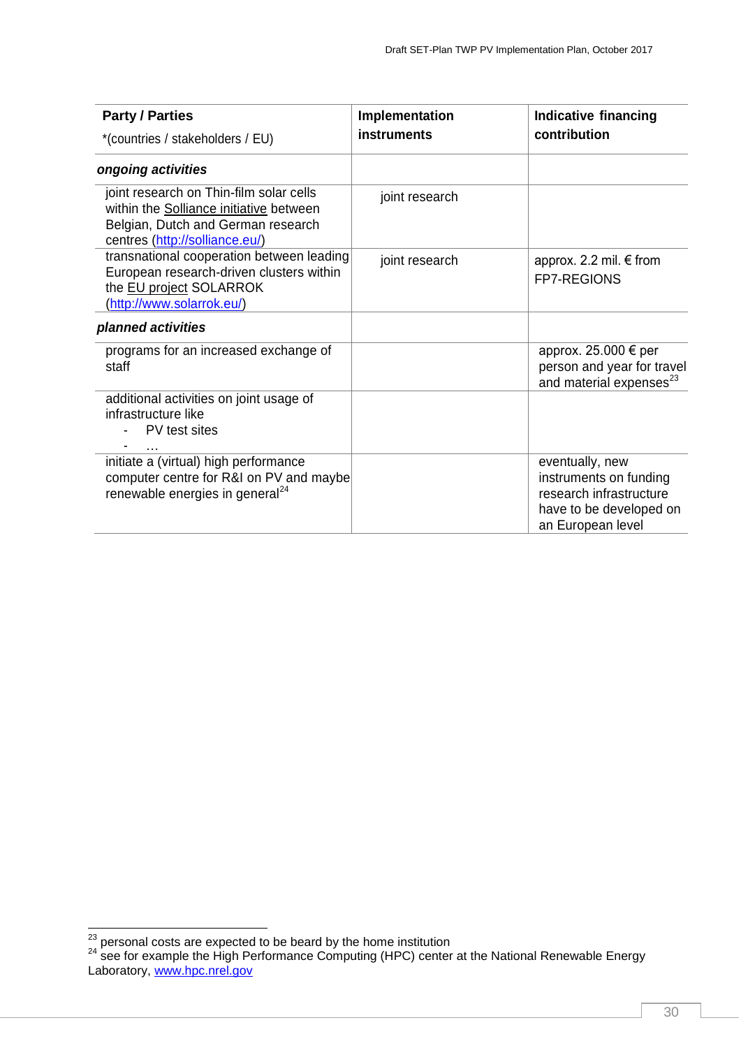| **Party / Parties** *(countries / stakeholders / EU) | **Implementation instruments** | **Indicative financing contribution** |
|---|---|---|
| ***ongoing activities*** | | |
| joint research on Thin-film solar cells within the Solliance initiative between Belgian, Dutch and German research centres ([http://solliance.eu/](http://solliance.eu/)) | joint research | |
| transnational cooperation between leading European research-driven clusters within the EU project SOLARROK ([http://www.solarrok.eu/](http://www.solarrok.eu/)) | joint research | approx. 2.2 mil. € from FP7-REGIONS |
| ***planned activities*** | | |
| programs for an increased exchange of staff | | approx. 25.000 € per person and year for travel and material expenses[23] |
| additional activities on joint usage of infrastructure like<br>- PV test sites<br>- … | | |
| initiate a (virtual) high performance computer centre for R&I on PV and maybe renewable energies in general[24] | | eventually, new instruments on funding research infrastructure have to be developed on an European level |

[23] personal costs are expected to be beard by the home institution

[24] see for example the High Performance Computing (HPC) center at the National Renewable Energy Laboratory, [www.hpc.nrel.gov](www.hpc.nrel.gov)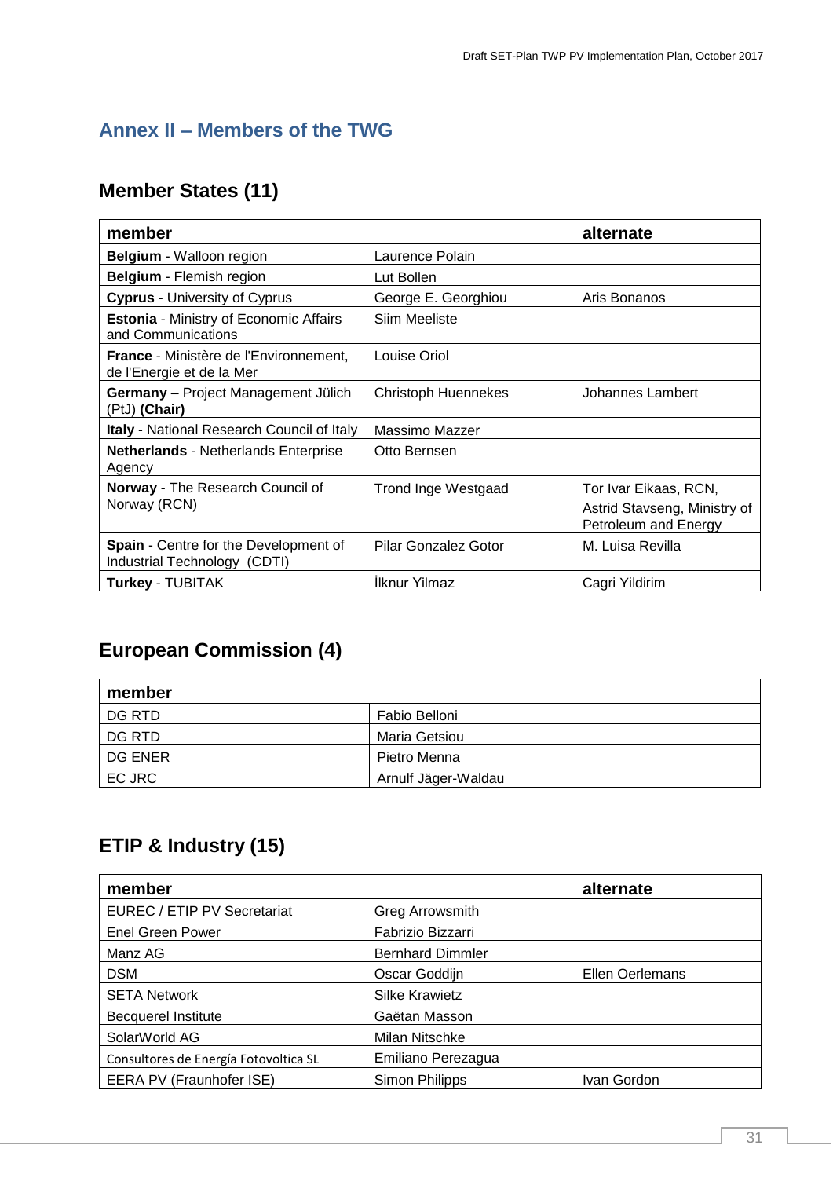## Annex II – Members of the TWG

### Member States (11)

| member | | alternate |
|---|---|---|
| **Belgium** - Walloon region | Laurence Polain | |
| **Belgium** - Flemish region | Lut Bollen | |
| **Cyprus** - University of Cyprus | George E. Georghiou | Aris Bonanos |
| **Estonia** - Ministry of Economic Affairs and Communications | Siim Meeliste | |
| **France** - Ministère de l'Environnement, de l'Energie et de la Mer | Louise Oriol | |
| **Germany** – Project Management Jülich (PtJ) **(Chair)** | Christoph Huennekes | Johannes Lambert |
| **Italy** - National Research Council of Italy | Massimo Mazzer | |
| **Netherlands** - Netherlands Enterprise Agency | Otto Bernsen | |
| **Norway** - The Research Council of Norway (RCN) | Trond Inge Westgaad | Tor Ivar Eikaas, RCN, Astrid Stavseng, Ministry of Petroleum and Energy |
| **Spain** - Centre for the Development of Industrial Technology (CDTI) | Pilar Gonzalez Gotor | M. Luisa Revilla |
| **Turkey** - TUBITAK | İlknur Yilmaz | Cagri Yildirim |

### European Commission (4)

| member | | |
|---|---|---|
| DG RTD | Fabio Belloni | |
| DG RTD | Maria Getsiou | |
| DG ENER | Pietro Menna | |
| EC JRC | Arnulf Jäger-Waldau | |

### ETIP & Industry (15)

| member | | alternate |
|---|---|---|
| EUREC / ETIP PV Secretariat | Greg Arrowsmith | |
| Enel Green Power | Fabrizio Bizzarri | |
| Manz AG | Bernhard Dimmler | |
| DSM | Oscar Goddijn | Ellen Oerlemans |
| SETA Network | Silke Krawietz | |
| Becquerel Institute | Gaëtan Masson | |
| SolarWorld AG | Milan Nitschke | |
| Consultores de Energía Fotovoltica SL | Emiliano Perezagua | |
| EERA PV (Fraunhofer ISE) | Simon Philipps | Ivan Gordon |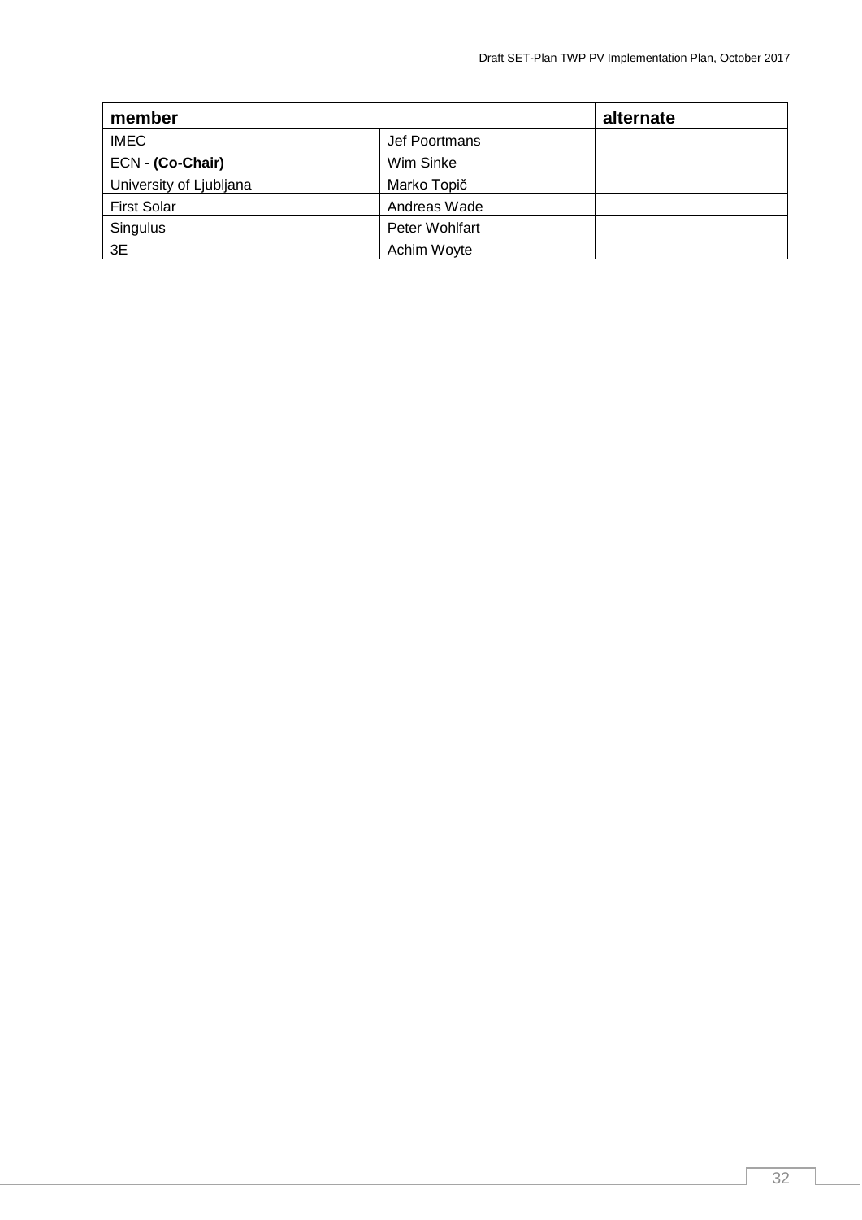| member | | alternate |
|---|---|---|
| IMEC | Jef Poortmans | |
| ECN - **(Co-Chair)** | Wim Sinke | |
| University of Ljubljana | Marko Topič | |
| First Solar | Andreas Wade | |
| Singulus | Peter Wohlfart | |
| 3E | Achim Woyte | |